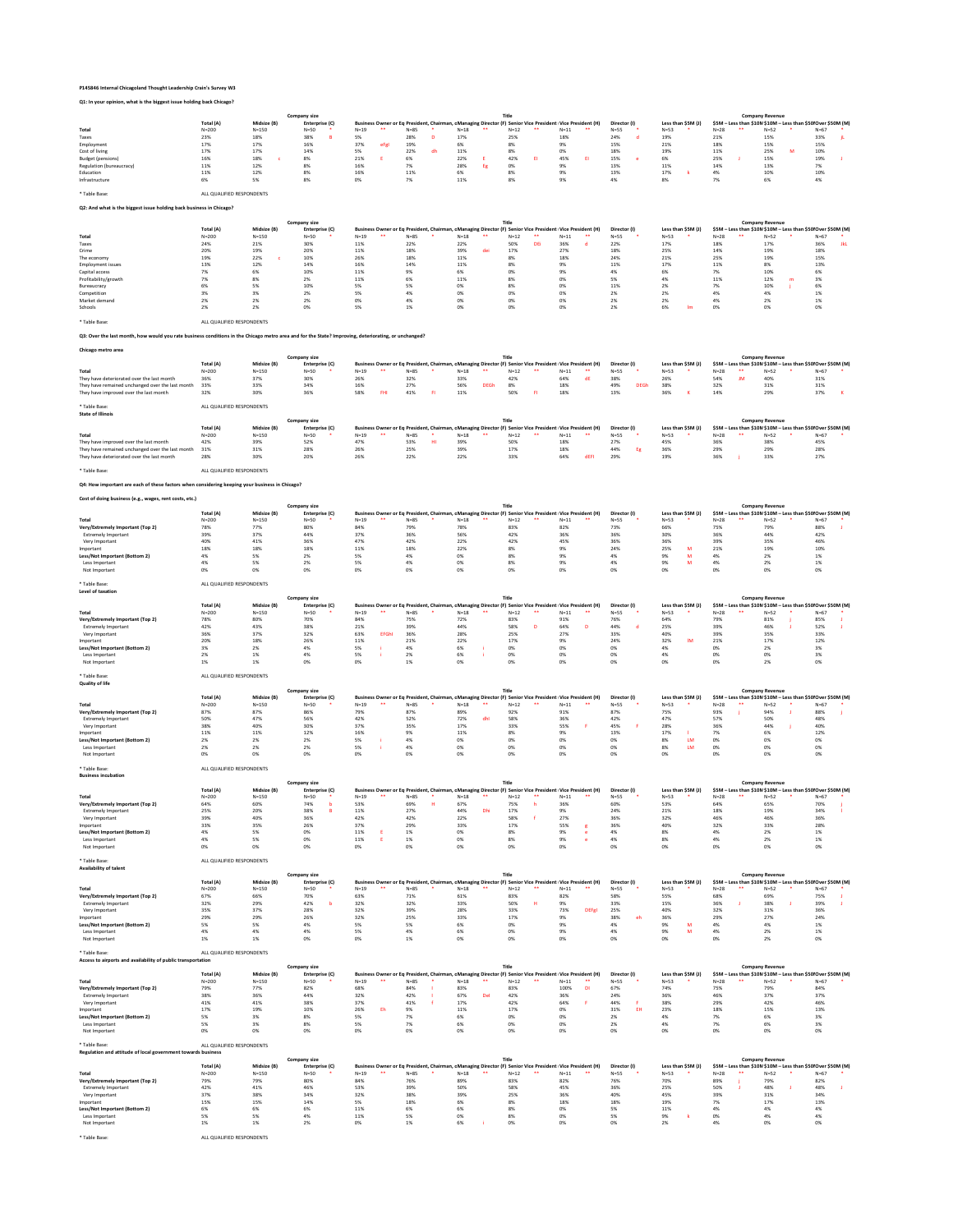P145846 Internal Chicagoland Thought Leadership Crain's Survey W3

**Q1: In your opinion, what is the biggest issue holding back Chicago?**

| | Total (A) | Midsize (B) | | Enterprise (C) | | Business Owner or Eq (D) | | President, Chairman, c (E) | | Managing Director (F) | | Senior Vice President (G) | | Vice President (H) | | Director (I) | | Less than $5M (J) | | $5M – Less than $10M (K) | | $10M – Less than $50M (L) | | Over $50M (M) | |
|---|---|---|---|---|---|---|---|---|---|---|---|---|---|---|---|---|---|---|---|---|---|---|---|---|---|
| Total | N=200 | N=150 | | N=50 | * | N=19 | ** | N=85 | * | N=18 | ** | N=12 | ** | N=11 | ** | N=55 | * | N=53 | * | N=28 | ** | N=52 | * | N=67 | * |
| Taxes | 23% | 18% | | 38% | B | 5% | | 28% | D | 17% | | 25% | | 18% | | 24% | d | 19% | | 21% | | 15% | | 33% | jL |
| Employment | 17% | 17% | | 16% | | 37% | eFgI | 19% | | 6% | | 8% | | 9% | | 15% | | 21% | | 18% | | 15% | | 15% | |
| Cost of living | 17% | 17% | | 14% | | 5% | | 22% | dh | 11% | | 8% | | 0% | | 18% | | 19% | | 11% | | 25% | M | 10% | |
| Budget (pensions) | 16% | 18% | c | 8% | | 21% | E | 6% | | 22% | E | 42% | EI | 45% | EI | 15% | e | 6% | | 25% | J | 15% | | 19% | J |
| Regulation (bureaucracy) | 11% | 12% | | 8% | | 16% | | 7% | | 28% | Eg | 0% | | 9% | | 13% | | 11% | | 14% | | 13% | | 7% | |
| Education | 11% | 12% | | 8% | | 16% | | 11% | | 6% | | 8% | | 9% | | 13% | | 17% | k | 4% | | 10% | | 10% | |
| Infrastructure | 6% | 5% | | 8% | | 0% | | 7% | | 11% | | 8% | | 9% | | 4% | | 8% | | 7% | | 6% | | 4% | |

* Table Base: ALL QUALIFIED RESPONDENTS

**Q2: And what is the biggest issue holding back business in Chicago?**

| | Total (A) | Midsize (B) | | Enterprise (C) | | Business Owner or Eq (D) | | President, Chairman, c (E) | | Managing Director (F) | | Senior Vice President (G) | | Vice President (H) | | Director (I) | | Less than $5M (J) | | $5M – Less than $10M (K) | | $10M – Less than $50M (L) | | Over $50M (M) | |
|---|---|---|---|---|---|---|---|---|---|---|---|---|---|---|---|---|---|---|---|---|---|---|---|---|---|
| Total | N=200 | N=150 | | N=50 | * | N=19 | ** | N=85 | * | N=18 | ** | N=12 | ** | N=11 | ** | N=55 | * | N=53 | * | N=28 | ** | N=52 | * | N=67 | * |
| Taxes | 24% | 21% | | 30% | | 11% | | 22% | | 22% | | 50% | DEi | 36% | d | 22% | | 17% | | 18% | | 17% | | 36% | jkL |
| Crime | 20% | 19% | | 20% | | 11% | | 18% | | 39% | dei | 17% | | 27% | | 18% | | 25% | | 14% | | 19% | | 18% | |
| The economy | 19% | 22% | c | 10% | | 26% | | 18% | | 11% | | 8% | | 18% | | 24% | | 21% | | 25% | | 19% | | 15% | |
| Employment issues | 13% | 12% | | 14% | | 16% | | 14% | | 11% | | 8% | | 9% | | 11% | | 17% | | 11% | | 8% | | 13% | |
| Capital access | 7% | 6% | | 10% | | 11% | | 9% | | 6% | | 0% | | 9% | | 4% | | 6% | | 7% | | 10% | | 6% | |
| Profitability/growth | 7% | 8% | | 2% | | 11% | | 6% | | 11% | | 8% | | 0% | | 5% | | 4% | | 11% | | 12% | m | 3% | |
| Bureaucracy | 6% | 5% | | 10% | | 5% | | 5% | | 0% | | 8% | | 0% | | 11% | | 2% | | 7% | | 10% | j | 6% | |
| Competition | 3% | 3% | | 2% | | 5% | | 4% | | 0% | | 0% | | 0% | | 2% | | 2% | | 4% | | 4% | | 1% | |
| Market demand | 2% | 2% | | 2% | | 0% | | 4% | | 0% | | 0% | | 0% | | 2% | | 2% | | 4% | | 2% | | 1% | |
| Schools | 2% | 2% | | 0% | | 5% | | 1% | | 0% | | 0% | | 0% | | 2% | | 6% | lm | 0% | | 0% | | 0% | |

* Table Base: ALL QUALIFIED RESPONDENTS

**Q3: Over the last month, how would you rate business conditions in the Chicago metro area and for the State? Improving, deteriorating, or unchanged?**

**Chicago metro area**

| | Total (A) | Midsize (B) | | Enterprise (C) | | Business Owner or Eq (D) | | President, Chairman, c (E) | | Managing Director (F) | | Senior Vice President (G) | | Vice President (H) | | Director (I) | | Less than $5M (J) | | $5M – Less than $10M (K) | | $10M – Less than $50M (L) | | Over $50M (M) | |
|---|---|---|---|---|---|---|---|---|---|---|---|---|---|---|---|---|---|---|---|---|---|---|---|---|---|
| Total | N=200 | N=150 | | N=50 | * | N=19 | ** | N=85 | * | N=18 | ** | N=12 | ** | N=11 | ** | N=55 | * | N=53 | * | N=28 | ** | N=52 | * | N=67 | * |
| They have deteriorated over the last month | 36% | 37% | | 30% | | 26% | | 32% | | 33% | | 42% | | 64% | dE | 38% | | 26% | | 54% | JM | 40% | | 31% | |
| They have remained unchanged over the last month | 33% | 33% | | 34% | | 16% | | 27% | | 56% | DEGh | 8% | | 18% | | 49% | DEGh | 38% | | 32% | | 31% | | 31% | |
| They have improved over the last month | 32% | 30% | | 36% | | 58% | FHI | 41% | FI | 11% | | 50% | FI | 18% | | 13% | | 36% | K | 14% | | 29% | | 37% | K |

* Table Base: ALL QUALIFIED RESPONDENTS

**State of Illinois**

| | Total (A) | Midsize (B) | | Enterprise (C) | | Business Owner or Eq (D) | | President, Chairman, c (E) | | Managing Director (F) | | Senior Vice President (G) | | Vice President (H) | | Director (I) | | Less than $5M (J) | | $5M – Less than $10M (K) | | $10M – Less than $50M (L) | | Over $50M (M) | |
|---|---|---|---|---|---|---|---|---|---|---|---|---|---|---|---|---|---|---|---|---|---|---|---|---|---|
| Total | N=200 | N=150 | | N=50 | * | N=19 | ** | N=85 | * | N=18 | ** | N=12 | ** | N=11 | ** | N=55 | * | N=53 | * | N=28 | ** | N=52 | * | N=67 | * |
| They have improved over the last month | 42% | 39% | | 52% | | 47% | | 53% | HI | 39% | | 50% | | 18% | | 27% | | 45% | | 36% | | 38% | | 45% | |
| They have remained unchanged over the last month | 31% | 31% | | 28% | | 26% | | 25% | | 39% | | 17% | | 18% | | 44% | Eg | 36% | | 29% | | 29% | | 28% | |
| They have deteriorated over the last month | 28% | 30% | | 20% | | 26% | | 22% | | 22% | | 33% | | 64% | dEFI | 29% | | 19% | | 36% | j | 33% | | 27% | |

* Table Base: ALL QUALIFIED RESPONDENTS

**Q4: How important are each of these factors when considering keeping your business in Chicago?**

**Cost of doing business (e.g., wages, rent costs, etc.)**

| | Total (A) | Midsize (B) | | Enterprise (C) | | Business Owner or Eq (D) | | President, Chairman, c (E) | | Managing Director (F) | | Senior Vice President (G) | | Vice President (H) | | Director (I) | | Less than $5M (J) | | $5M – Less than $10M (K) | | $10M – Less than $50M (L) | | Over $50M (M) | |
|---|---|---|---|---|---|---|---|---|---|---|---|---|---|---|---|---|---|---|---|---|---|---|---|---|---|
| Total | N=200 | N=150 | | N=50 | * | N=19 | ** | N=85 | * | N=18 | ** | N=12 | ** | N=11 | ** | N=55 | * | N=53 | * | N=28 | ** | N=52 | * | N=67 | * |
| Very/Extremely Important (Top 2) | 78% | 77% | | 80% | | 84% | | 79% | | 78% | | 83% | | 82% | | 73% | | 66% | | 75% | | 79% | | 88% | J |
| Extremely Important | 39% | 37% | | 44% | | 37% | | 36% | | 56% | | 42% | | 36% | | 36% | | 30% | | 36% | | 44% | | 42% | |
| Very Important | 40% | 41% | | 36% | | 47% | | 42% | | 22% | | 42% | | 45% | | 36% | | 36% | | 39% | | 35% | | 46% | |
| Important | 18% | 18% | | 18% | | 11% | | 18% | | 22% | | 8% | | 9% | | 24% | | 25% | M | 21% | | 19% | | 10% | |
| Less/Not Important (Bottom 2) | 4% | 5% | | 2% | | 5% | | 4% | | 0% | | 8% | | 9% | | 4% | | 9% | M | 4% | | 2% | | 1% | |
| Less Important | 4% | 5% | | 2% | | 5% | | 4% | | 0% | | 8% | | 9% | | 4% | | 9% | M | 4% | | 2% | | 1% | |
| Not Important | 0% | 0% | | 0% | | 0% | | 0% | | 0% | | 0% | | 0% | | 0% | | 0% | | 0% | | 0% | | 0% | |

* Table Base: ALL QUALIFIED RESPONDENTS

**Level of taxation**

| | Total (A) | Midsize (B) | | Enterprise (C) | | Business Owner or Eq (D) | | President, Chairman, c (E) | | Managing Director (F) | | Senior Vice President (G) | | Vice President (H) | | Director (I) | | Less than $5M (J) | | $5M – Less than $10M (K) | | $10M – Less than $50M (L) | | Over $50M (M) | |
|---|---|---|---|---|---|---|---|---|---|---|---|---|---|---|---|---|---|---|---|---|---|---|---|---|---|
| Total | N=200 | N=150 | | N=50 | * | N=19 | ** | N=85 | * | N=18 | ** | N=12 | ** | N=11 | ** | N=55 | * | N=53 | * | N=28 | ** | N=52 | * | N=67 | * |
| Very/Extremely Important (Top 2) | 78% | 80% | | 70% | | 84% | | 75% | | 72% | | 83% | | 91% | | 76% | | 64% | | 79% | | 81% | j | 85% | J |
| Extremely Important | 42% | 43% | | 38% | | 21% | | 39% | | 44% | | 58% | D | 64% | D | 44% | d | 25% | | 39% | | 46% | J | 52% | J |
| Very Important | 36% | 37% | | 32% | | 63% | EFGhI | 36% | | 28% | | 25% | | 27% | | 33% | | 40% | | 39% | | 35% | | 33% | |
| Important | 20% | 18% | | 26% | | 11% | | 21% | | 22% | | 17% | | 9% | | 24% | | 32% | lM | 21% | | 17% | | 12% | |
| Less/Not Important (Bottom 2) | 3% | 2% | | 4% | | 5% | i | 4% | | 6% | i | 0% | | 0% | | 0% | | 4% | | 0% | | 2% | | 3% | |
| Less Important | 2% | 1% | | 4% | | 5% | i | 2% | | 6% | i | 0% | | 0% | | 0% | | 4% | | 0% | | 0% | | 3% | |
| Not Important | 1% | 1% | | 0% | | 0% | | 1% | | 0% | | 0% | | 0% | | 0% | | 0% | | 0% | | 2% | | 0% | |

* Table Base: ALL QUALIFIED RESPONDENTS

**Quality of life**

| | Total (A) | Midsize (B) | | Enterprise (C) | | Business Owner or Eq (D) | | President, Chairman, c (E) | | Managing Director (F) | | Senior Vice President (G) | | Vice President (H) | | Director (I) | | Less than $5M (J) | | $5M – Less than $10M (K) | | $10M – Less than $50M (L) | | Over $50M (M) | |
|---|---|---|---|---|---|---|---|---|---|---|---|---|---|---|---|---|---|---|---|---|---|---|---|---|---|
| Total | N=200 | N=150 | | N=50 | * | N=19 | ** | N=85 | * | N=18 | ** | N=12 | ** | N=11 | ** | N=55 | * | N=53 | * | N=28 | ** | N=52 | * | N=67 | * |
| Very/Extremely Important (Top 2) | 87% | 87% | | 86% | | 79% | | 87% | | 89% | | 92% | | 91% | | 87% | | 75% | | 93% | j | 94% | J | 88% | j |
| Extremely Important | 50% | 47% | | 56% | | 42% | | 52% | | 72% | dhI | 58% | | 36% | | 42% | | 47% | | 57% | | 50% | | 48% | |
| Very Important | 38% | 40% | | 30% | | 37% | | 35% | | 17% | | 33% | | 55% | F | 45% | F | 28% | | 36% | | 44% | j | 40% | |
| Important | 11% | 11% | | 12% | | 16% | | 9% | | 11% | | 8% | | 9% | | 13% | | 17% | l | 7% | | 6% | | 12% | |
| Less/Not Important (Bottom 2) | 2% | 2% | | 2% | | 5% | i | 4% | | 0% | | 0% | | 0% | | 0% | | 8% | LM | 0% | | 0% | | 0% | |
| Less Important | 2% | 2% | | 2% | | 5% | i | 4% | | 0% | | 0% | | 0% | | 0% | | 8% | LM | 0% | | 0% | | 0% | |
| Not Important | 0% | 0% | | 0% | | 0% | | 0% | | 0% | | 0% | | 0% | | 0% | | 0% | | 0% | | 0% | | 0% | |

* Table Base: ALL QUALIFIED RESPONDENTS

**Business incubation**

| | Total (A) | Midsize (B) | | Enterprise (C) | | Business Owner or Eq (D) | | President, Chairman, c (E) | | Managing Director (F) | | Senior Vice President (G) | | Vice President (H) | | Director (I) | | Less than $5M (J) | | $5M – Less than $10M (K) | | $10M – Less than $50M (L) | | Over $50M (M) | |
|---|---|---|---|---|---|---|---|---|---|---|---|---|---|---|---|---|---|---|---|---|---|---|---|---|---|
| Total | N=200 | N=150 | | N=50 | * | N=19 | ** | N=85 | * | N=18 | ** | N=12 | ** | N=11 | ** | N=55 | * | N=53 | * | N=28 | ** | N=52 | * | N=67 | * |
| Very/Extremely Important (Top 2) | 64% | 60% | | 74% | b | 53% | | 69% | H | 67% | | 75% | h | 36% | | 60% | | 53% | | 64% | | 65% | | 70% | j |
| Extremely Important | 25% | 20% | | 38% | B | 11% | | 27% | | 44% | Dhi | 17% | | 9% | | 24% | | 21% | | 18% | | 19% | | 34% | l |
| Very Important | 39% | 40% | | 36% | | 42% | | 42% | | 22% | | 58% | f | 27% | | 36% | | 32% | | 46% | | 46% | | 36% | |
| Important | 33% | 35% | | 26% | | 37% | | 29% | | 33% | | 17% | | 55% | g | 36% | | 40% | | 32% | | 33% | | 28% | |
| Less/Not Important (Bottom 2) | 4% | 5% | | 0% | | 11% | E | 1% | | 0% | | 8% | | 9% | e | 4% | | 8% | | 4% | | 2% | | 1% | |
| Less Important | 4% | 5% | | 0% | | 11% | E | 1% | | 0% | | 8% | | 9% | e | 4% | | 8% | | 4% | | 2% | | 1% | |
| Not Important | 0% | 0% | | 0% | | 0% | | 0% | | 0% | | 0% | | 0% | | 0% | | 0% | | 0% | | 0% | | 0% | |

* Table Base: ALL QUALIFIED RESPONDENTS

**Availability of talent**

| | Total (A) | Midsize (B) | | Enterprise (C) | | Business Owner or Eq (D) | | President, Chairman, c (E) | | Managing Director (F) | | Senior Vice President (G) | | Vice President (H) | | Director (I) | | Less than $5M (J) | | $5M – Less than $10M (K) | | $10M – Less than $50M (L) | | Over $50M (M) | |
|---|---|---|---|---|---|---|---|---|---|---|---|---|---|---|---|---|---|---|---|---|---|---|---|---|---|
| Total | N=200 | N=150 | | N=50 | * | N=19 | ** | N=85 | * | N=18 | ** | N=12 | ** | N=11 | ** | N=55 | * | N=53 | * | N=28 | ** | N=52 | * | N=67 | * |
| Very/Extremely Important (Top 2) | 67% | 66% | | 70% | | 63% | | 71% | | 61% | | 83% | | 82% | | 58% | | 55% | | 68% | | 69% | | 75% | J |
| Extremely Important | 32% | 29% | | 42% | b | 32% | | 32% | | 33% | | 50% | H | 9% | | 33% | | 15% | | 36% | J | 38% | J | 39% | J |
| Very Important | 35% | 37% | | 28% | | 32% | | 39% | | 28% | | 33% | | 73% | DEFgI | 25% | | 40% | | 32% | | 31% | | 36% | |
| Important | 29% | 29% | | 26% | | 32% | | 25% | | 33% | | 17% | | 9% | | 38% | eh | 36% | | 29% | | 27% | | 24% | |
| Less/Not Important (Bottom 2) | 5% | 5% | | 4% | | 5% | | 5% | | 6% | | 0% | | 9% | | 4% | | 9% | M | 4% | | 4% | | 1% | |
| Less Important | 4% | 4% | | 4% | | 5% | | 4% | | 6% | | 0% | | 9% | | 4% | | 9% | M | 4% | | 2% | | 1% | |
| Not Important | 1% | 1% | | 0% | | 0% | | 1% | | 0% | | 0% | | 0% | | 0% | | 0% | | 0% | | 2% | | 0% | |

* Table Base: ALL QUALIFIED RESPONDENTS

**Access to airports and availability of public transportation**

| | Total (A) | Midsize (B) | | Enterprise (C) | | Business Owner or Eq (D) | | President, Chairman, c (E) | | Managing Director (F) | | Senior Vice President (G) | | Vice President (H) | | Director (I) | | Less than $5M (J) | | $5M – Less than $10M (K) | | $10M – Less than $50M (L) | | Over $50M (M) | |
|---|---|---|---|---|---|---|---|---|---|---|---|---|---|---|---|---|---|---|---|---|---|---|---|---|---|
| Total | N=200 | N=150 | | N=50 | * | N=19 | ** | N=85 | * | N=18 | ** | N=12 | ** | N=11 | ** | N=55 | * | N=53 | * | N=28 | ** | N=52 | * | N=67 | * |
| Very/Extremely Important (Top 2) | 79% | 77% | | 82% | | 68% | | 84% | I | 83% | | 83% | | 100% | DI | 67% | | 74% | | 75% | | 79% | | 84% | |
| Extremely Important | 38% | 36% | | 44% | | 32% | | 42% | I | 67% | DeI | 42% | | 36% | | 24% | | 36% | | 46% | | 37% | | 37% | |
| Very Important | 41% | 41% | | 38% | | 37% | | 41% | f | 17% | | 42% | | 64% | F | 44% | F | 38% | | 29% | | 42% | | 46% | |
| Important | 17% | 19% | | 10% | | 26% | Eh | 9% | | 11% | | 17% | | 0% | | 31% | EH | 23% | | 18% | | 15% | | 13% | |
| Less/Not Important (Bottom 2) | 5% | 3% | | 8% | | 5% | | 7% | | 6% | | 0% | | 0% | | 2% | | 4% | | 7% | | 6% | | 3% | |
| Less Important | 5% | 3% | | 8% | | 5% | | 7% | | 6% | | 0% | | 0% | | 2% | | 4% | | 7% | | 6% | | 3% | |
| Not Important | 0% | 0% | | 0% | | 0% | | 0% | | 0% | | 0% | | 0% | | 0% | | 0% | | 0% | | 0% | | 0% | |

* Table Base: ALL QUALIFIED RESPONDENTS

**Regulation and attitude of local government towards business**

| | Total (A) | Midsize (B) | | Enterprise (C) | | Business Owner or Eq (D) | | President, Chairman, c (E) | | Managing Director (F) | | Senior Vice President (G) | | Vice President (H) | | Director (I) | | Less than $5M (J) | | $5M – Less than $10M (K) | | $10M – Less than $50M (L) | | Over $50M (M) | |
|---|---|---|---|---|---|---|---|---|---|---|---|---|---|---|---|---|---|---|---|---|---|---|---|---|---|
| Total | N=200 | N=150 | | N=50 | * | N=19 | ** | N=85 | * | N=18 | ** | N=12 | ** | N=11 | ** | N=55 | * | N=53 | * | N=28 | ** | N=52 | * | N=67 | * |
| Very/Extremely Important (Top 2) | 79% | 79% | | 80% | | 84% | | 76% | | 89% | | 83% | | 82% | | 76% | | 70% | | 89% | j | 79% | | 82% | |
| Extremely Important | 42% | 41% | | 46% | | 53% | | 39% | | 50% | | 58% | | 45% | | 36% | | 25% | | 50% | J | 48% | J | 48% | J |
| Very Important | 37% | 38% | | 34% | | 32% | | 38% | | 39% | | 25% | | 36% | | 40% | | 45% | | 39% | | 31% | | 34% | |
| Important | 15% | 15% | | 14% | | 5% | | 18% | | 6% | | 8% | | 18% | | 18% | | 19% | | 7% | | 17% | | 13% | |
| Less/Not Important (Bottom 2) | 6% | 6% | | 6% | | 11% | | 6% | | 6% | | 8% | | 0% | | 5% | | 11% | | 4% | | 4% | | 4% | |
| Less Important | 5% | 5% | | 4% | | 11% | | 5% | | 0% | | 8% | | 0% | | 5% | | 9% | k | 0% | | 4% | | 4% | |
| Not Important | 1% | 1% | | 2% | | 0% | | 1% | | 6% | i | 0% | | 0% | | 0% | | 2% | | 4% | | 0% | | 0% | |

* Table Base: ALL QUALIFIED RESPONDENTS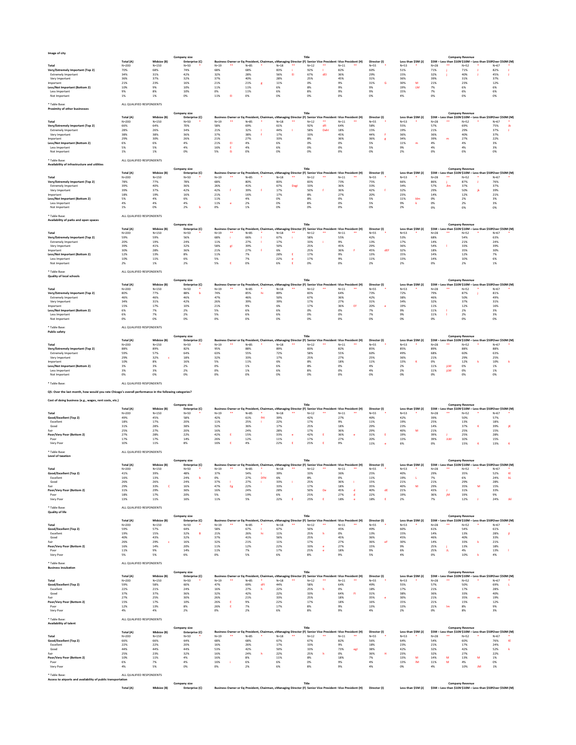**Image of city**

| | Company size | | | Title | | | | | | Company Revenue | | | |
|---|---|---|---|---|---|---|---|---|---|---|---|---|---|
| | Total (A) | Midsize (B) | Enterprise (C) | Business Owner or Eq | President, Chairman, c | Managing Director (F) | Senior Vice President (G) | Vice President (H) | Director (I) | Less than $5M (J) | $5M – Less than $10M | $10M – Less than $50M | Over $50M (M) |
| Total | N=200 | N=150 | N=50 * | N=19 ** | N=85 * | N=18 ** | N=12 ** | N=11 ** | N=55 * | N=53 * | N=28 ** | N=52 * | N=67 * |
| Very/Extremely Important (Top 2) | 70% | 68% | 74% | 68% | 68% | 83% I | 92% I | 82% | 60% | 51% | 71% j | 71% J | 82% J |
| Extremely Important | 34% | 31% | 42% | 32% | 28% | 56% EI | 67% dEI | 36% | 29% | 15% | 32% j | 40% J | 45% J |
| Very Important | 36% | 37% | 32% | 37% | 40% | 28% | 25% | 45% | 31% | 36% | 39% | 31% | 37% |
| Important | 21% | 23% | 16% | 21% | 21% g | 11% | 0% | 9% | 31% G | 30% M | 21% | 23% | 12% |
| Less/Not Important (Bottom 2) | 10% | 9% | 10% | 11% | 11% | 6% | 8% | 9% | 9% | 19% LM | 7% | 6% | 6% |
| Less Important | 9% | 8% | 10% | 0% | 11% | 6% | 8% | 9% | 9% | 15% | 7% | 6% | 6% |
| Not Important | 1% | 1% | 0% | 11% EI | 0% | 0% | 0% | 0% | 0% | 4% | 0% | 0% | 0% |

* Table Base: ALL QUALIFIED RESPONDENTS

**Proximity of other businesses**

| | Company size | | | Title | | | | | | Company Revenue | | | |
|---|---|---|---|---|---|---|---|---|---|---|---|---|---|
| | Total (A) | Midsize (B) | Enterprise (C) | Business Owner or Eq | President, Chairman, c | Managing Director (F) | Senior Vice President (G) | Vice President (H) | Director (I) | Less than $5M (J) | $5M – Less than $10M | $10M – Less than $50M | Over $50M (M) |
| Total | N=200 | N=150 | N=50 * | N=19 ** | N=85 * | N=18 ** | N=12 ** | N=11 ** | N=55 * | N=53 * | N=28 ** | N=52 * | N=67 * |
| Very/Extremely Important (Top 2) | 66% | 64% | 70% | 58% | 69% | 61% | 92% dfI | 64% | 58% | 55% | 57% | 69% | 75% Jk |
| Extremely Important | 28% | 26% | 34% | 21% | 32% I | 44% I | 58% DeHI | 18% | 15% | 19% | 21% | 29% | 37% J |
| Very Important | 38% | 38% | 36% | 37% | 38% f | 17% | 33% | 45% | 44% F | 36% | 36% | 40% | 37% |
| Important | 29% | 30% | 26% | 21% | 27% | 33% | 8% | 36% | 36% g | 34% | 39% m | 27% | 22% |
| Less/Not Important (Bottom 2) | 6% | 6% | 4% | 21% EI | 4% | 6% | 0% | 0% | 5% | 11% m | 4% | 4% | 3% |
| Less Important | 5% | 5% | 4% | 16% EI | 4% | 6% | 0% | 0% | 5% | 9% | 4% | 4% | 3% |
| Not Important | 1% | 1% | 0% | 5% Ei | 0% | 0% | 0% | 0% | 0% | 2% | 0% | 0% | 0% |

* Table Base: ALL QUALIFIED RESPONDENTS

**Availability of infrastructure and utilities**

| | Company size | | | Title | | | | | | Company Revenue | | | |
|---|---|---|---|---|---|---|---|---|---|---|---|---|---|
| | Total (A) | Midsize (B) | Enterprise (C) | Business Owner or Eq | President, Chairman, c | Managing Director (F) | Senior Vice President (G) | Vice President (H) | Director (I) | Less than $5M (J) | $5M – Less than $10M | $10M – Less than $50M | Over $50M (M) |
| Total | N=200 | N=150 | N=50 * | N=19 ** | N=85 * | N=18 ** | N=12 ** | N=11 ** | N=55 * | N=53 * | N=28 ** | N=52 * | N=67 * |
| Very/Extremely Important (Top 2) | 78% | 77% | 78% | 68% | 80% | 83% | 83% | 73% | 75% | 66% | 86% j | 87% J | 76% |
| Extremely Important | 39% | 40% | 36% | 26% | 41% | 67% DegI | 33% | 36% | 33% | 34% | 57% JIm | 37% | 37% |
| Very Important | 39% | 37% | 42% | 42% f | 39% f | 17% | 50% f | 36% | 42% f | 32% | 29% | 50% jk | 39% |
| Important | 18% | 19% | 16% | 21% | 16% | 17% | 8% | 27% | 20% | 23% | 14% | 12% | 21% |
| Less/Not Important (Bottom 2) | 5% | 4% | 6% | 11% | 4% | 0% | 8% | 0% | 5% | 11% klm | 0% | 2% | 3% |
| Less Important | 4% | 4% | 4% | 11% e | 2% | 0% | 8% | 0% | 5% | 9% k | 0% | 2% | 3% |
| Not Important | 1% | 0% | 2% b | 0% | 1% | 0% | 0% | 0% | 0% | 2% | 0% | 0% | 0% |

* Table Base: ALL QUALIFIED RESPONDENTS

**Availability of parks and open spaces**

| | Company size | | | Title | | | | | | Company Revenue | | | |
|---|---|---|---|---|---|---|---|---|---|---|---|---|---|
| | Total (A) | Midsize (B) | Enterprise (C) | Business Owner or Eq | President, Chairman, c | Managing Director (F) | Senior Vice President (G) | Vice President (H) | Director (I) | Less than $5M (J) | $5M – Less than $10M | $10M – Less than $50M | Over $50M (M) |
| Total | N=200 | N=150 | N=50 * | N=19 ** | N=85 * | N=18 ** | N=12 ** | N=11 ** | N=55 * | N=53 * | N=28 ** | N=52 * | N=67 * |
| Very/Extremely Important (Top 2) | 59% | 59% | 56% | 68% i | 66% I | 67% i | 58% | 55% | 42% | 53% | 68% | 54% | 63% |
| Extremely Important | 20% | 19% | 24% | 11% | 27% I | 17% | 33% i | 9% | 13% | 17% | 14% | 21% | 24% |
| Very Important | 39% | 41% | 32% | 58% gI | 39% | 50% | 25% | 45% | 29% | 36% | 54% l | 33% | 39% |
| Important | 30% | 28% | 36% | 21% | 27% f | 6% | 25% | 36% F | 45% dEF | 32% | 18% | 35% | 30% |
| Less/Not Important (Bottom 2) | 12% | 13% | 8% | 11% | 7% | 28% E | 17% | 9% | 13% | 15% | 14% | 12% | 7% |
| Less Important | 10% | 11% | 6% | 5% | 7% | 22% e | 17% | 9% | 11% | 13% | 14% | 10% | 6% |
| Not Important | 2% | 1% | 2% | 5% E | 0% | 6% E | 0% | 0% | 2% | 2% | 0% | 2% | 1% |

* Table Base: ALL QUALIFIED RESPONDENTS

**Quality of local schools**

| | Company size | | | Title | | | | | | Company Revenue | | | |
|---|---|---|---|---|---|---|---|---|---|---|---|---|---|
| | Total (A) | Midsize (B) | Enterprise (C) | Business Owner or Eq | President, Chairman, c | Managing Director (F) | Senior Vice President (G) | Vice President (H) | Director (I) | Less than $5M (J) | $5M – Less than $10M | $10M – Less than $50M | Over $50M (M) |
| Total | N=200 | N=150 | N=50 * | N=19 ** | N=85 * | N=18 ** | N=12 ** | N=11 ** | N=55 * | N=53 * | N=28 ** | N=52 * | N=67 * |
| Very/Extremely Important (Top 2) | 80% | 77% | 88% b | 74% | 85% hi | 89% | 83% | 64% | 73% | 72% | 79% | 87% j | 81% |
| Extremely Important | 46% | 46% | 46% | 47% | 46% | 50% | 67% | 36% | 42% | 38% | 46% | 50% | 49% |
| Very Important | 34% | 31% | 42% | 26% | 39% | 39% | 17% | 27% | 31% | 34% | 32% | 37% | 31% |
| Important | 15% | 17% | 10% | 21% | 9% | 6% | 17% | 36% Ef | 20% e | 19% | 11% | 12% | 16% |
| Less/Not Important (Bottom 2) | 6% | 7% | 2% | 5% | 6% | 6% | 0% | 0% | 7% | 9% | 11% l | 2% | 3% |
| Less Important | 6% | 7% | 2% | 5% | 6% | 6% | 0% | 0% | 7% | 9% | 11% l | 2% | 3% |
| Not Important | 0% | 0% | 0% | 0% | 0% | 0% | 0% | 0% | 0% | 0% | 0% | 0% | 0% |

* Table Base: ALL QUALIFIED RESPONDENTS

**Public safety**

| | Company size | | | Title | | | | | | Company Revenue | | | |
|---|---|---|---|---|---|---|---|---|---|---|---|---|---|
| | Total (A) | Midsize (B) | Enterprise (C) | Business Owner or Eq | President, Chairman, c | Managing Director (F) | Senior Vice President (G) | Vice President (H) | Director (I) | Less than $5M (J) | $5M – Less than $10M | $10M – Less than $50M | Over $50M (M) |
| Total | N=200 | N=150 | N=50 * | N=19 ** | N=85 * | N=18 ** | N=12 ** | N=11 ** | N=55 * | N=53 * | N=28 ** | N=52 * | N=67 * |
| Very/Extremely Important (Top 2) | 88% | 89% | 82% | 95% | 88% | 89% | 83% | 82% | 85% | 85% | 89% | 88% | 88% |
| Extremely Important | 59% | 57% | 64% | 63% | 55% | 72% | 58% | 55% | 60% | 49% | 68% | 60% | 63% |
| Very Important | 29% | 32% c | 18% | 32% | 33% | 17% | 25% | 27% | 25% | 36% | 21% | 29% | 25% |
| Important | 10% | 8% | 16% | 5% | 11% | 6% | 8% | 18% | 11% | 13% K | 0% | 12% k | 10% k |
| Less/Not Important (Bottom 2) | 3% | 3% | 2% | 0% | 1% | 6% | 8% | 0% | 4% | 2% | 11% jLM | 0% | 1% |
| Less Important | 3% | 3% | 2% | 0% | 1% | 6% | 8% | 0% | 4% | 2% | 11% jLM | 0% | 1% |
| Not Important | 0% | 0% | 0% | 0% | 0% | 0% | 0% | 0% | 0% | 0% | 0% | 0% | 0% |

* Table Base: ALL QUALIFIED RESPONDENTS

**Q5: Over the last month, how would you rate Chicago's overall performance in the following categories?**

**Cost of doing business (e.g., wages, rent costs, etc.)**

| | Company size | | | Title | | | | | | Company Revenue | | | |
|---|---|---|---|---|---|---|---|---|---|---|---|---|---|
| | Total (A) | Midsize (B) | Enterprise (C) | Business Owner or Eq | President, Chairman, c | Managing Director (F) | Senior Vice President (G) | Vice President (H) | Director (I) | Less than $5M (J) | $5M – Less than $10M | $10M – Less than $50M | Over $50M (M) |
| Total | N=200 | N=150 | N=50 * | N=19 ** | N=85 * | N=18 ** | N=12 ** | N=11 ** | N=55 * | N=53 * | N=28 ** | N=52 * | N=67 * |
| Good/Excellent (Top 2) | 49% | 45% | 58% | 42% | 61% fHI | 39% | 42% | 27% | 40% | 42% | 39% | 50% | 57% |
| Excellent | 18% | 17% | 20% | 11% | 25% I | 22% | 17% | 9% | 11% | 19% | 25% | 13% | 18% |
| Good | 31% | 28% | 38% | 32% | 36% | 17% | 25% | 18% | 29% | 23% | 14% | 37% K | 39% jK |
| Fair | 25% | 27% | 20% | 16% | 24% | 28% | 17% | 36% | 29% | 40% M | 21% | 25% | 15% |
| Poor/Very Poor (Bottom 2) | 27% | 28% | 22% | 42% E | 15% | 33% e | 42% E | 36% e | 31% E | 19% | 39% J | 25% | 28% |
| Poor | 17% | 17% | 14% | 26% | 12% | 11% | 17% | 27% | 20% | 13% | 39% JLM | 10% | 15% |
| Very Poor | 10% | 11% | 8% | 16% E | 4% | 22% E | 25% E | 9% | 11% e | 6% | 0% | 15% K | 13% K |

* Table Base: ALL QUALIFIED RESPONDENTS

**Level of taxation**

| | Company size | | | Title | | | | | | Company Revenue | | | |
|---|---|---|---|---|---|---|---|---|---|---|---|---|---|
| | Total (A) | Midsize (B) | Enterprise (C) | Business Owner or Eq | President, Chairman, c | Managing Director (F) | Senior Vice President (G) | Vice President (H) | Director (I) | Less than $5M (J) | $5M – Less than $10M | $10M – Less than $50M | Over $50M (M) |
| Total | N=200 | N=150 | N=50 * | N=19 ** | N=85 * | N=18 ** | N=12 ** | N=11 ** | N=55 * | N=53 * | N=28 ** | N=52 * | N=67 * |
| Good/Excellent (Top 2) | 41% | 39% | 48% | 37% | 54% I | 39% | 33% | 36% | 25% | 40% | 29% | 35% | 52% Kl |
| Excellent | 16% | 13% | 24% b | 0% | 27% DfhI | 6% | 8% | 0% | 11% | 19% L | 7% | 6% | 24% kL |
| Good | 26% | 26% | 24% | 37% I | 27% i | 33% i | 25% | 36% i | 15% | 21% | 21% | 29% | 28% |
| Fair | 29% | 33% C | 16% | 47% Eg | 22% | 33% | 17% | 18% | 35% | 40% M | 29% | 35% M | 15% |
| Poor/Very Poor (Bottom 2) | 31% | 29% | 36% | 16% | 24% | 28% | 50% De | 45% d | 40% dE | 21% | 43% J | 31% | 33% |
| Poor | 18% | 17% | 20% | 5% | 19% | 6% | 25% | 27% d | 22% | 19% | 36% jM | 19% | 9% |
| Very Poor | 13% | 11% | 16% | 11% | 5% | 22% E | 25% E | 18% e | 18% E | 2% | 7% | 12% J | 24% Jkl |

* Table Base: ALL QUALIFIED RESPONDENTS

**Quality of life**

| | Company size | | | Title | | | | | | Company Revenue | | | |
|---|---|---|---|---|---|---|---|---|---|---|---|---|---|
| | Total (A) | Midsize (B) | Enterprise (C) | Business Owner or Eq | President, Chairman, c | Managing Director (F) | Senior Vice President (G) | Vice President (H) | Director (I) | Less than $5M (J) | $5M – Less than $10M | $10M – Less than $50M | Over $50M (M) |
| Total | N=200 | N=150 | N=50 * | N=19 ** | N=85 * | N=18 ** | N=12 ** | N=11 ** | N=55 * | N=53 * | N=28 ** | N=52 * | N=67 * |
| Good/Excellent (Top 2) | 59% | 57% | 64% | 58% | 67% I | 67% | 50% | 45% | 49% | 60% | 61% | 54% | 61% |
| Excellent | 19% | 15% | 32% B | 21% | 26% hi | 11% | 25% h | 0% | 13% | 15% | 14% | 13% | 28% jl |
| Good | 40% | 43% | 32% | 37% | 41% | 56% | 25% | 45% | 36% | 45% | 46% | 40% | 33% |
| Fair | 26% | 29% c | 16% | 32% | 21% | 11% | 17% | 27% | 36% eF | 30% | 14% | 33% k | 21% |
| Poor/Very Poor (Bottom 2) | 16% | 14% | 20% | 11% | 12% | 22% | 33% e | 27% | 15% | 9% | 25% j | 13% | 18% |
| Poor | 11% | 9% | 14% | 11% | 7% | 17% | 25% e | 18% | 9% | 6% | 25% JL | 4% | 13% l |
| Very Poor | 5% | 5% | 6% | 0% | 5% | 6% | 8% | 9% | 5% | 4% | 0% | 10% k | 4% |

* Table Base: ALL QUALIFIED RESPONDENTS

**Business incubation**

| | Company size | | | Title | | | | | | Company Revenue | | | |
|---|---|---|---|---|---|---|---|---|---|---|---|---|---|
| | Total (A) | Midsize (B) | Enterprise (C) | Business Owner or Eq | President, Chairman, c | Managing Director (F) | Senior Vice President (G) | Vice President (H) | Director (I) | Less than $5M (J) | $5M – Less than $10M | $10M – Less than $50M | Over $50M (M) |
| Total | N=200 | N=150 | N=50 * | N=19 ** | N=85 * | N=18 ** | N=12 ** | N=11 ** | N=55 * | N=53 * | N=28 ** | N=52 * | N=67 * |
| Good/Excellent (Top 2) | 59% | 58% | 60% | 47% | 69% dFI | 44% | 58% | 64% | 49% | 55% | 57% | 50% | 69% L |
| Excellent | 22% | 21% | 24% | 16% | 27% h | 22% | 25% h | 0% | 18% | 17% | 21% | 17% | 28% |
| Good | 37% | 37% | 36% | 32% | 42% | 22% | 33% | 64% FI | 31% | 38% | 36% | 33% | 40% |
| Fair | 27% | 25% | 30% | 26% | 21% | 33% | 25% | 18% | 35% e | 30% | 21% | 35% m | 19% |
| Poor/Very Poor (Bottom 2) | 15% | 17% | 10% | 26% E | 9% | 22% | 17% | 18% | 16% | 15% | 21% | 15% | 12% |
| Poor | 12% | 13% | 8% | 26% E | 7% | 17% | 8% | 9% | 13% | 13% | 21% lm | 8% | 9% |
| Very Poor | 4% | 4% | 2% | 0% | 2% | 6% | 8% | 9% | 4% | 2% | 0% | 8% | 3% |

* Table Base: ALL QUALIFIED RESPONDENTS

**Availability of talent**

| | Company size | | | Title | | | | | | Company Revenue | | | |
|---|---|---|---|---|---|---|---|---|---|---|---|---|---|
| | Total (A) | Midsize (B) | Enterprise (C) | Business Owner or Eq | President, Chairman, c | Managing Director (F) | Senior Vice President (G) | Vice President (H) | Director (I) | Less than $5M (J) | $5M – Less than $10M | $10M – Less than $50M | Over $50M (M) |
| Total | N=200 | N=150 | N=50 * | N=19 ** | N=85 * | N=18 ** | N=12 ** | N=11 ** | N=55 * | N=53 * | N=28 ** | N=52 * | N=67 * |
| Good/Excellent (Top 2) | 66% | 66% | 64% | 68% | 68% | 67% | 67% | 82% | 56% | 64% | 54% | 60% | 76% Kl |
| Excellent | 22% | 22% | 20% | 16% | 26% | 17% | 33% | 9% | 18% | 23% | 21% | 17% | 24% |
| Good | 44% | 44% | 44% | 53% | 42% | 50% | 33% | 73% egI | 38% | 42% | 32% | 42% | 52% k |
| Fair | 25% | 23% | 32% | 16% | 24% h | 22% | 25% h | 0% | 36% H | 23% | 32% | 27% | 22% |
| Poor/Very Poor (Bottom 2) | 10% | 11% | 4% | 16% | 8% | 11% | 8% | 18% | 7% | 13% M | 14% M | 13% M | 1% |
| Poor | 6% | 7% | 4% | 16% i | 6% | 6% | 0% | 9% | 4% | 13% lM | 11% M | 4% | 0% |
| Very Poor | 4% | 5% | 0% | 0% | 2% | 6% | 8% | 9% | 4% | 0% | 4% | 10% JM | 1% |

* Table Base: ALL QUALIFIED RESPONDENTS

**Access to airports and availability of public transportation**

| | Company size | | | Title | | | | | | Company Revenue | | | |
|---|---|---|---|---|---|---|---|---|---|---|---|---|---|
| | Total (A) | Midsize (B) | Enterprise (C) | Business Owner or Eq | President, Chairman, c | Managing Director (F) | Senior Vice President (G) | Vice President (H) | Director (I) | Less than $5M (J) | $5M – Less than $10M | $10M – Less than $50M | Over $50M (M) |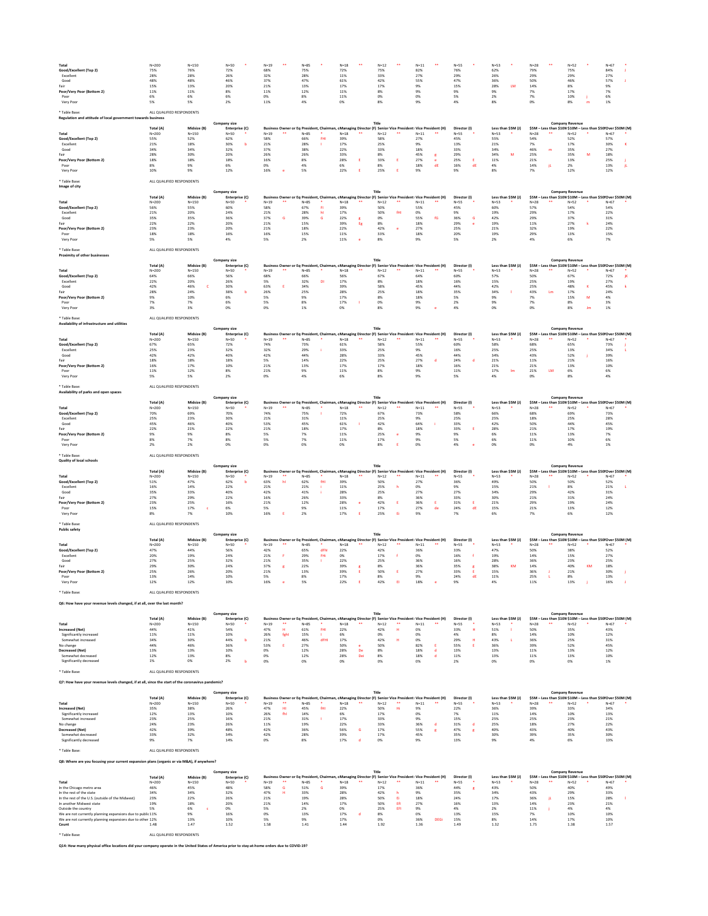| Total | N=200 | N=150 | N=50 * | N=19 ** | N=85 * | N=18 ** | N=12 ** | N=11 ** | N=55 * | N=53 * | N=28 ** | N=52 * | N=67 * |
|---|---|---|---|---|---|---|---|---|---|---|---|---|---|
| Good/Excellent (Top 2) | 75% | 76% | 72% | 68% | 75% | 72% | 75% | 82% | 76% | 62% | 79% | 75% | 84% J |
| Excellent | 28% | 28% | 26% | 32% | 28% | 11% | 33% | 27% | 29% | 26% | 29% | 29% | 27% |
| Good | 48% | 48% | 46% | 37% | 47% | 61% | 42% | 55% | 47% | 36% | 50% | 46% | 57% J |
| Fair | 15% | 13% | 20% | 21% | 13% | 17% | 17% | 9% | 15% | 28% LM | 14% | 8% | 9% |
| Poor/Very Poor (Bottom 2) | 11% | 11% | 8% | 11% | 12% | 11% | 8% | 9% | 9% | 9% | 7% | 17% | 7% |
| Poor | 6% | 6% | 6% | 0% | 8% | 11% | 0% | 0% | 5% | 2% | 7% | 10% j | 6% |
| Very Poor | 5% | 5% | 2% | 11% | 4% | 0% | 8% | 9% | 4% | 8% | 0% | 8% m | 1% |

* Table Base: ALL QUALIFIED RESPONDENTS

**Regulation and attitude of local government towards business**

| | Total (A) | Midsize (B) | Enterprise (C) | Business Owner or Eq | President, Chairman, c | Managing Director (F) | Senior Vice President | Vice President (H) | Director (I) | Less than $5M (J) | $5M – Less than $10M | $10M – Less than $50M | Over $50M (M) |
|---|---|---|---|---|---|---|---|---|---|---|---|---|---|
| | | Company size | | Title | | | | | | Company Revenue | | | |
| Total | N=200 | N=150 | N=50 * | N=19 ** | N=85 * | N=18 ** | N=12 ** | N=11 ** | N=55 * | N=53 * | N=28 ** | N=52 * | N=67 * |
| Good/Excellent (Top 2) | 55% | 52% | 62% | 58% | 66% FHI | 39% | 58% | 27% | 45% | 55% | 54% | 52% | 57% |
| Excellent | 21% | 18% | 30% b | 21% | 28% I | 17% | 25% | 9% | 13% | 21% | 7% | 17% | 30% K |
| Good | 34% | 34% | 32% | 37% | 38% | 22% | 33% | 18% | 33% | 34% | 46% m | 35% | 27% |
| Fair | 28% | 30% | 20% | 26% | 26% | 33% | 8% | 45% g | 29% | 34% M | 25% | 35% M | 18% |
| Poor/Very Poor (Bottom 2) | 18% | 18% | 18% | 16% | 8% | 28% E | 33% E | 27% e | 25% E | 11% | 21% | 13% | 25% j |
| Poor | 8% | 9% | 6% | 0% | 4% | 6% | 8% | 18% dE | 16% dE | 4% | 14% jL | 2% | 13% jL |
| Very Poor | 10% | 9% | 12% | 16% e | 5% | 22% E | 25% E | 9% | 9% | 8% | 7% | 12% | 12% |

* Table Base: ALL QUALIFIED RESPONDENTS

**Image of city**

| | Total (A) | Midsize (B) | Enterprise (C) | Business Owner or Eq | President, Chairman, c | Managing Director (F) | Senior Vice President | Vice President (H) | Director (I) | Less than $5M (J) | $5M – Less than $10M | $10M – Less than $50M | Over $50M (M) |
|---|---|---|---|---|---|---|---|---|---|---|---|---|---|
| | | Company size | | Title | | | | | | Company Revenue | | | |
| Total | N=200 | N=150 | N=50 * | N=19 ** | N=85 * | N=18 ** | N=12 ** | N=11 ** | N=55 * | N=53 * | N=28 ** | N=52 * | N=67 * |
| Good/Excellent (Top 2) | 56% | 55% | 60% | 58% | 67% FI | 39% | 50% | 55% | 45% | 60% | 57% | 54% | 54% |
| Excellent | 21% | 20% | 24% | 21% | 28% hI | 17% | 50% fHI | 0% | 9% | 19% | 29% | 17% | 22% |
| Good | 35% | 35% | 36% | 37% G | 39% G | 22% g | 0% | 55% FG | 36% G | 42% | 29% | 37% | 31% |
| Fair | 22% | 22% | 20% | 21% | 15% | 39% Eg | 8% | 18% | 29% e | 19% | 11% | 27% k | 24% |
| Poor/Very Poor (Bottom 2) | 23% | 23% | 20% | 21% | 18% | 22% | 42% e | 27% | 25% | 21% | 32% | 19% | 22% |
| Poor | 18% | 18% | 16% | 16% | 15% | 11% | 33% | 18% | 20% | 19% | 29% | 13% | 15% |
| Very Poor | 5% | 5% | 4% | 5% | 2% | 11% e | 8% | 9% | 5% | 2% | 4% | 6% | 7% |

* Table Base: ALL QUALIFIED RESPONDENTS

**Proximity of other businesses**

| | Total (A) | Midsize (B) | Enterprise (C) | Business Owner or Eq | President, Chairman, c | Managing Director (F) | Senior Vice President | Vice President (H) | Director (I) | Less than $5M (J) | $5M – Less than $10M | $10M – Less than $50M | Over $50M (M) |
|---|---|---|---|---|---|---|---|---|---|---|---|---|---|
| | | Company size | | Title | | | | | | Company Revenue | | | |
| Total | N=200 | N=150 | N=50 * | N=19 ** | N=85 * | N=18 ** | N=12 ** | N=11 ** | N=55 * | N=53 * | N=28 ** | N=52 * | N=67 * |
| Good/Excellent (Top 2) | 64% | 66% | 56% | 68% | 66% | 56% | 67% | 64% | 60% | 57% | 50% | 67% | 72% jK |
| Excellent | 22% | 20% | 26% | 5% | 32% DI | 17% | 8% | 18% | 16% | 15% | 25% | 19% | 27% |
| Good | 42% | 46% C | 30% | 63% E | 34% | 39% | 58% | 45% | 44% | 42% | 25% | 48% K | 45% k |
| Fair | 28% | 24% | 38% b | 26% | 25% | 28% | 25% | 18% | 35% | 34% I | 43% Lm | 17% | 24% |
| Poor/Very Poor (Bottom 2) | 9% | 10% | 6% | 5% | 9% | 17% | 8% | 18% | 5% | 9% | 7% | 15% M | 4% |
| Poor | 7% | 7% | 6% | 5% | 8% | 17% I | 0% | 9% | 2% | 9% | 7% | 8% | 3% |
| Very Poor | 3% | 3% | 0% | 0% | 1% | 0% | 8% | 9% e | 4% | 0% | 0% | 8% Jm | 1% |

* Table Base: ALL QUALIFIED RESPONDENTS

**Availability of infrastructure and utilities**

| | Total (A) | Midsize (B) | Enterprise (C) | Business Owner or Eq | President, Chairman, c | Managing Director (F) | Senior Vice President | Vice President (H) | Director (I) | Less than $5M (J) | $5M – Less than $10M | $10M – Less than $50M | Over $50M (M) |
|---|---|---|---|---|---|---|---|---|---|---|---|---|---|
| | | Company size | | Title | | | | | | Company Revenue | | | |
| Total | N=200 | N=150 | N=50 * | N=19 ** | N=85 * | N=18 ** | N=12 ** | N=11 ** | N=55 * | N=53 * | N=28 ** | N=52 * | N=67 * |
| Good/Excellent (Top 2) | 67% | 65% | 72% | 74% | 73% | 61% | 58% | 55% | 60% | 58% | 68% | 65% | 73% j |
| Excellent | 25% | 23% | 32% | 32% | 29% I | 33% | 25% | 9% | 16% | 25% | 25% | 13% | 34% L |
| Good | 42% | 42% | 40% | 42% | 44% | 28% | 33% | 45% | 44% | 34% | 43% | 52% j | 39% |
| Fair | 18% | 18% | 18% | 5% | 14% | 22% | 25% | 27% d | 24% d | 21% | 11% | 21% | 16% |
| Poor/Very Poor (Bottom 2) | 16% | 17% | 10% | 21% | 13% | 17% | 17% | 18% | 16% | 21% | 21% | 13% | 10% |
| Poor | 11% | 12% | 8% | 21% | 9% | 11% | 8% | 9% | 11% | 17% lm | 21% LM | 6% | 6% |
| Very Poor | 5% | 5% | 2% | 0% | 4% | 6% | 8% | 9% | 5% | 4% | 0% | 8% | 4% |

* Table Base: ALL QUALIFIED RESPONDENTS

**Availability of parks and open spaces**

| | Total (A) | Midsize (B) | Enterprise (C) | Business Owner or Eq | President, Chairman, c | Managing Director (F) | Senior Vice President | Vice President (H) | Director (I) | Less than $5M (J) | $5M – Less than $10M | $10M – Less than $50M | Over $50M (M) |
|---|---|---|---|---|---|---|---|---|---|---|---|---|---|
| | | Company size | | Title | | | | | | Company Revenue | | | |
| Total | N=200 | N=150 | N=50 * | N=19 ** | N=85 * | N=18 ** | N=12 ** | N=11 ** | N=55 * | N=53 * | N=28 ** | N=52 * | N=67 * |
| Good/Excellent (Top 2) | 70% | 69% | 70% | 74% | 75% I | 72% | 67% | 73% | 58% | 66% | 68% | 69% | 73% |
| Excellent | 25% | 23% | 30% | 21% | 31% | 11% | 25% | 9% | 25% | 25% | 18% | 25% | 28% |
| Good | 45% | 46% | 40% | 53% | 45% | 61% I | 42% | 64% I | 33% | 42% | 50% | 44% | 45% |
| Fair | 22% | 21% | 22% | 21% | 18% | 17% | 8% | 18% | 33% E | 28% | 21% | 17% | 19% |
| Poor/Very Poor (Bottom 2) | 9% | 9% | 8% | 5% | 7% | 11% | 25% e | 9% | 9% | 6% | 11% | 13% | 7% |
| Poor | 8% | 7% | 8% | 5% | 7% | 11% | 17% | 9% | 5% | 6% | 11% | 10% | 6% |
| Very Poor | 2% | 2% | 0% | 0% | 0% | 0% | 8% E | 0% | 4% e | 0% | 0% | 4% | 1% |

* Table Base: ALL QUALIFIED RESPONDENTS

**Quality of local schools**

| | Total (A) | Midsize (B) | Enterprise (C) | Business Owner or Eq | President, Chairman, c | Managing Director (F) | Senior Vice President | Vice President (H) | Director (I) | Less than $5M (J) | $5M – Less than $10M | $10M – Less than $50M | Over $50M (M) |
|---|---|---|---|---|---|---|---|---|---|---|---|---|---|
| | | Company size | | Title | | | | | | Company Revenue | | | |
| Total | N=200 | N=150 | N=50 * | N=19 ** | N=85 * | N=18 ** | N=12 ** | N=11 ** | N=55 * | N=53 * | N=28 ** | N=52 * | N=67 * |
| Good/Excellent (Top 2) | 51% | 47% | 62% b | 63% hI | 62% fHI | 39% | 50% | 27% | 36% | 49% | 50% | 50% | 52% |
| Excellent | 16% | 14% | 22% | 21% | 21% I | 11% | 25% h | 0% | 9% | 15% | 21% I | 8% | 21% L |
| Good | 35% | 33% | 40% | 42% | 41% I | 28% | 25% | 27% | 27% | 34% | 29% | 42% | 31% |
| Fair | 27% | 29% | 22% | 16% | 26% | 33% | 8% | 36% | 33% | 30% | 21% | 31% | 24% |
| Poor/Very Poor (Bottom 2) | 23% | 25% | 16% | 21% | 12% | 28% e | 42% E | 36% E | 31% E | 21% | 29% | 19% | 24% |
| Poor | 15% | 17% c | 6% | 5% | 9% | 11% | 17% | 27% de | 24% dE | 15% | 21% | 13% | 12% |
| Very Poor | 8% | 7% | 10% | 16% E | 2% | 17% E | 25% Ei | 9% | 7% | 6% | 7% | 6% | 12% |

* Table Base: ALL QUALIFIED RESPONDENTS

**Public safety**

| | Total (A) | Midsize (B) | Enterprise (C) | Business Owner or Eq | President, Chairman, c | Managing Director (F) | Senior Vice President | Vice President (H) | Director (I) | Less than $5M (J) | $5M – Less than $10M | $10M – Less than $50M | Over $50M (M) |
|---|---|---|---|---|---|---|---|---|---|---|---|---|---|
| | | Company size | | Title | | | | | | Company Revenue | | | |
| Total | N=200 | N=150 | N=50 * | N=19 ** | N=85 * | N=18 ** | N=12 ** | N=11 ** | N=55 * | N=53 * | N=28 ** | N=52 * | N=67 * |
| Good/Excellent (Top 2) | 47% | 44% | 56% | 42% | 65% dFHi | 22% | 42% | 36% | 33% | 47% | 50% | 38% | 52% |
| Excellent | 20% | 19% | 24% | 21% F | 29% FHi | 0% | 17% f | 0% | 16% f | 19% | 14% | 15% | 27% |
| Good | 27% | 25% | 32% | 21% | 35% I | 22% | 25% | 36% | 16% | 28% | 36% | 23% | 25% |
| Fair | 29% | 30% | 24% | 37% g | 22% | 39% g | 8% | 36% | 35% g | 38% KM | 14% | 40% KM | 18% |
| Poor/Very Poor (Bottom 2) | 25% | 26% | 20% | 21% | 13% | 39% E | 50% E | 27% | 33% E | 15% | 36% J | 21% | 30% j |
| Poor | 13% | 14% | 10% | 5% | 8% | 17% | 8% | 9% | 24% dE | 11% | 25% L | 8% | 13% |
| Very Poor | 12% | 12% | 10% | 16% e | 5% | 22% E | 42% Ei | 18% e | 9% | 4% | 11% | 13% j | 16% J |

* Table Base: ALL QUALIFIED RESPONDENTS

**Q6: How have your revenue levels changed, if at all, over the last month?**

| | Total (A) | Midsize (B) | Enterprise (C) | Business Owner or Eq | President, Chairman, c | Managing Director (F) | Senior Vice President | Vice President (H) | Director (I) | Less than $5M (J) | $5M – Less than $10M | $10M – Less than $50M | Over $50M (M) |
|---|---|---|---|---|---|---|---|---|---|---|---|---|---|
| | | Company size | | Title | | | | | | Company Revenue | | | |
| Total | N=200 | N=150 | N=50 * | N=19 ** | N=85 * | N=18 ** | N=12 ** | N=11 ** | N=55 * | N=53 * | N=28 ** | N=52 * | N=67 * |
| Increased (Net) | 44% | 41% | 54% | 47% H | 61% FHI | 22% | 42% H | 0% | 33% H | 51% I | 50% | 35% | 43% |
| Significantly increased | 11% | 11% | 10% | 26% fghI | 15% I | 6% | 0% | 0% | 4% | 8% | 14% | 10% | 12% |
| Somewhat increased | 34% | 30% | 44% b | 21% | 46% dFHI | 17% | 42% H | 0% | 29% H | 43% L | 36% | 25% | 31% |
| No change | 44% | 46% | 36% | 53% E | 27% | 50% e | 50% | 82% E | 55% E | 36% | 39% | 52% | 45% |
| Decreased (Net) | 13% | 13% | 10% | 0% | 12% | 28% De | 8% | 18% d | 13% | 13% | 11% | 13% | 12% |
| Somewhat decreased | 12% | 13% | 8% | 0% | 12% | 28% Dei | 8% | 18% d | 11% | 13% | 11% | 13% | 10% |
| Significantly decreased | 1% | 0% | 2% b | 0% | 0% | 0% | 0% | 0% | 2% | 0% | 0% | 0% | 1% |

* Table Base: ALL QUALIFIED RESPONDENTS

**Q7: How have your revenue levels changed, if at all, since the start of the coronavirus pandemic?**

| | Total (A) | Midsize (B) | Enterprise (C) | Business Owner or Eq | President, Chairman, c | Managing Director (F) | Senior Vice President | Vice President (H) | Director (I) | Less than $5M (J) | $5M – Less than $10M | $10M – Less than $50M | Over $50M (M) |
|---|---|---|---|---|---|---|---|---|---|---|---|---|---|
| | | Company size | | Title | | | | | | Company Revenue | | | |
| Total | N=200 | N=150 | N=50 * | N=19 ** | N=85 * | N=18 ** | N=12 ** | N=11 ** | N=55 * | N=53 * | N=28 ** | N=52 * | N=67 * |
| Increased (Net) | 35% | 38% | 26% | 47% HI | 45% fHI | 22% | 50% HI | 9% | 22% | 36% | 39% | 33% | 34% |
| Significantly increased | 12% | 13% | 10% | 26% fhI | 14% | 6% | 17% | 0% | 7% | 11% | 14% | 10% | 13% |
| Somewhat increased | 23% | 25% | 16% | 21% | 31% I | 17% | 33% | 9% | 15% | 25% | 25% | 23% | 21% |
| No change | 24% | 23% | 26% | 11% | 19% | 22% | 25% | 36% d | 31% d | 25% | 18% | 27% | 22% |
| Decreased (Net) | 42% | 39% | 48% | 42% | 36% | 56% G | 17% | 55% g | 47% g | 40% | 43% | 40% | 43% |
| Somewhat decreased | 33% | 32% | 34% | 42% | 28% | 39% | 17% | 45% | 35% | 30% | 39% | 35% | 30% |
| Significantly decreased | 9% | 7% | 14% | 0% | 8% | 17% d | 0% | 9% | 13% | 9% | 4% | 6% | 13% |

* Table Base: ALL QUALIFIED RESPONDENTS

**Q8: Where are you focusing your current expansion plans (organic or via M&A), if anywhere?**

| | Total (A) | Midsize (B) | Enterprise (C) | Business Owner or Eq | President, Chairman, c | Managing Director (F) | Senior Vice President | Vice President (H) | Director (I) | Less than $5M (J) | $5M – Less than $10M | $10M – Less than $50M | Over $50M (M) |
|---|---|---|---|---|---|---|---|---|---|---|---|---|---|
| | | Company size | | Title | | | | | | Company Revenue | | | |
| Total | N=200 | N=150 | N=50 * | N=19 ** | N=85 * | N=18 ** | N=12 ** | N=11 ** | N=55 * | N=53 * | N=28 ** | N=52 * | N=67 * |
| In the Chicago metro area | 46% | 45% | 48% | 58% G | 51% G | 39% | 17% | 36% | 44% g | 43% | 50% | 40% | 49% |
| In the rest of the state | 34% | 34% | 32% | 47% H | 33% | 28% | 42% h | 9% | 35% | 34% | 43% | 29% | 33% |
| In the rest of the U.S. (outside of the Midwest) | 23% | 22% | 26% | 21% | 19% | 28% | 50% EI | 18% | 24% | 17% | 36% jL | 15% | 28% l |
| In another Midwest state | 19% | 18% | 20% | 21% | 14% | 17% | 50% EFI | 27% | 16% | 13% | 14% | 23% | 21% |
| Outside the country | 5% | 6% c | 0% | 5% | 2% | 0% | 25% EFI | 9% | 4% | 2% | 11% j | 4% | 4% |
| We are not currently planning expansions due to public 11% | | 9% | 16% | 0% | 13% | 17% d | 8% | 0% | 13% | 15% | 7% | 10% | 10% |
| We are not currently planning expansions due to other 12% | | 13% | 10% | 5% | 9% | 17% | 0% | 36% DEGi | 15% | 8% | 14% | 17% | 10% |
| Count | 1.48 | 1.47 | 1.52 | 1.58 | 1.41 | 1.44 | 1.92 | 1.36 | 1.49 | 1.32 | 1.75 | 1.38 | 1.57 |

* Table Base: ALL QUALIFIED RESPONDENTS

**Q14: How many physical office locations did your company operate in the United States of America prior to stay-at-home orders due to COVID-19?**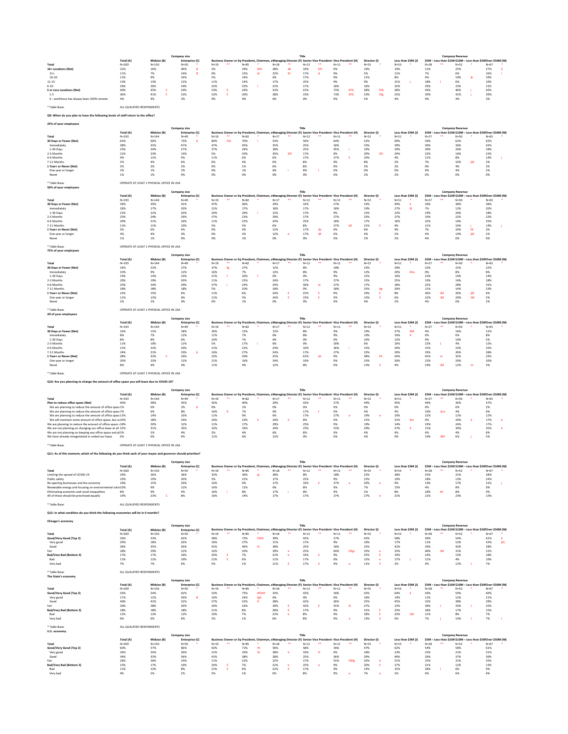| | Total (A) | Midsize (B) | Enterprise (C) | Business Owner or Eq | President, Chairman, c | Managing Director (F) | Senior Vice President | Vice President (H) | Director (I) | Less than $5M (J) | $5M – Less than $10M | $10M – Less than $50M | Over $50M (M) |
|---|---|---|---|---|---|---|---|---|---|---|---|---|---|
| Total | N=200 | N=150 | N=50 * | N=19 ** | N=85 * | N=18 ** | N=12 ** | N=11 ** | N=55 * | N=53 * | N=28 ** | N=52 * | N=67 * |
| 16+ Locations (Net) | 22% | 16% | 40% B | 5% | 29% DHi | 28% dh | 33% DH | 0% | 16% | 19% | 11% | 25% | 27% k |
| 21+ | 11% | 7% | 24% B | 0% | 15% di | 22% DI | 17% d | 0% | 5% | 11% | 7% | 6% | 16% l |
| 16-20 | 11% | 9% | 16% | 5% | 14% | 6% | 17% | 0% | 11% | 8% | 4% | 19% jk | 10% |
| 11-15 | 13% | 13% | 12% | 11% | 14% | 17% | 25% | 9% | 9% | 21% L | 18% l | 6% | 10% |
| 6-10 | 26% | 26% | 24% | 32% | 33% I | 22% | 17% | 18% | 16% | 32% | 29% | 23% | 21% |
| 5 or Less Locations (Net) | 40% | 45% C | 24% | 53% E | 24% | 33% | 25% | 73% EFG | 58% EFG | 28% | 43% | 46% j | 42% |
| 1-5 | 36% | 41% C | 22% | 53% E | 20% | 28% | 25% | 73% EFG | 53% Efg | 25% | 39% | 42% j | 39% |
| 0 - workforce has always been 100% remote | 4% | 4% | 2% | 0% | 4% | 6% | 0% | 0% | 5% | 4% | 4% | 4% | 3% |

* Table Base: ALL QUALIFIED RESPONDENTS

**Q9: When do you plan to have the following levels of staff return to the office?**

**25% of your employees**

| | Total (A) | Midsize (B) | Enterprise (C) | Business Owner or Eq | President, Chairman, c | Managing Director (F) | Senior Vice President | Vice President (H) | Director (I) | Less than $5M (J) | $5M – Less than $10M | $10M – Less than $50M | Over $50M (M) |
|---|---|---|---|---|---|---|---|---|---|---|---|---|---|
| Total | N=193 | N=144 | N=49 * | N=19 ** | N=82 * | N=17 ** | N=12 ** | N=11 ** | N=52 * | N=51 * | N=27 ** | N=50 * | N=65 * |
| 30 Days or Fewer (Net) | 63% | 60% | 73% b | 84% FGI | 70% I | 53% | 50% | 64% | 52% | 69% | 59% | 62% | 62% |
| Immediately | 38% | 35% | 47% | 47% | 45% | 35% | 25% | 18% | 33% | 39% | 30% | 36% | 43% |
| 1-30 Days | 25% | 24% | 27% | 37% | 24% | 18% | 25% | 45% i | 19% | 29% | 30% | 26% | 18% |
| 2-3 Months | 21% | 23% | 14% | 5% | 20% | 35% DH | 17% | 0% | 29% Dh | 24% | 22% | 16% | 22% |
| 4-6 Months | 9% | 11% | 4% | 11% | 6% | 6% | 17% | 27% E | 10% | 4% | 11% | 8% | 14% j |
| 7-11 Months | 5% | 4% | 6% | 0% | 4% | 0% | 8% | 9% | 8% | 2% | 7% | 10% jM | 2% |
| 1 Year+ or Never (Net) | 2% | 2% | 2% | 0% | 1% | 6% | 8% | 0% | 2% | 2% | 0% | 4% | 2% |
| One year or longer | 2% | 1% | 2% | 0% | 1% | 6% i | 8% I | 0% | 0% | 0% | 0% | 4% | 2% |
| Never | 1% | 1% | 0% | 0% | 0% | 0% | 0% | 0% | 2% | 2% | 0% | 0% | 0% |

* Table Base: OPERATE AT LEAST 1 PHYSICAL OFFICE IN USA

**50% of your employees**

| | Total (A) | Midsize (B) | Enterprise (C) | Business Owner or Eq | President, Chairman, c | Managing Director (F) | Senior Vice President | Vice President (H) | Director (I) | Less than $5M (J) | $5M – Less than $10M | $10M – Less than $50M | Over $50M (M) |
|---|---|---|---|---|---|---|---|---|---|---|---|---|---|
| Total | N=193 | N=144 | N=49 * | N=19 ** | N=82 * | N=17 ** | N=12 ** | N=11 ** | N=52 * | N=51 * | N=27 ** | N=50 * | N=65 * |
| 30 Days or Fewer (Net) | 39% | 39% | 41% | 47% | 46% | 29% | 33% | 27% | 33% | 49% k | 26% | 38% | 38% |
| Immediately | 18% | 17% | 20% | 21% | 17% | 18% | 17% | 18% | 19% | 27% Kl | 7% | 12% | 20% |
| 1-30 Days | 21% | 22% | 20% | 26% | 29% I | 12% | 17% | 9% | 13% | 22% | 19% | 26% | 18% |
| 2-3 Months | 25% | 24% | 29% | 37% | 23% | 29% | 17% | 27% | 23% | 27% | 33% | 22% | 22% |
| 4-6 Months | 20% | 21% | 16% | 11% | 22% | 24% | 25% | 18% | 17% | 16% | 22% | 16% | 25% |
| 7-11 Months | 11% | 11% | 10% | 5% | 5% | 6% | 8% | 27% dE | 21% E | 4% | 11% | 14% j | 14% j |
| 1 Year+ or Never (Net) | 5% | 6% | 4% | 0% | 4% | 12% | 17% de | 0% | 6% | 4% | 7% | 10% M | 2% |
| One year or longer | 4% | 4% | 4% | 0% | 2% | 12% e | 17% dE | 0% | 4% | 2% | 4% | 10% jM | 2% |
| Never | 1% | 1% | 0% | 0% | 1% | 0% | 0% | 0% | 2% | 2% | 4% | 0% | 0% |

* Table Base: OPERATE AT LEAST 1 PHYSICAL OFFICE IN USA

**75% of your employees**

| | Total (A) | Midsize (B) | Enterprise (C) | Business Owner or Eq | President, Chairman, c | Managing Director (F) | Senior Vice President | Vice President (H) | Director (I) | Less than $5M (J) | $5M – Less than $10M | $10M – Less than $50M | Over $50M (M) |
|---|---|---|---|---|---|---|---|---|---|---|---|---|---|
| Total | N=193 | N=144 | N=49 * | N=19 ** | N=82 * | N=17 ** | N=12 ** | N=11 ** | N=52 * | N=51 * | N=27 ** | N=50 * | N=65 * |
| 30 Days or Fewer (Net) | 24% | 23% | 27% | 37% fg | 27% | 12% | 8% | 18% | 23% | 29% | 22% | 22% | 22% |
| Immediately | 10% | 10% | 12% | 16% | 7% | 12% | 8% | 9% | 12% | 20% Klm | 0% | 8% | 8% |
| 1-30 Days | 14% | 14% | 14% | 21% f | 20% f | 0% | 0% | 9% | 12% | 10% | 22% | 14% | 14% |
| 2-3 Months | 20% | 19% | 20% | 11% | 23% | 24% | 17% | 27% | 15% | 25% | 19% | 16% | 18% |
| 4-6 Months | 25% | 24% | 29% | 37% i | 24% | 24% | 50% ei | 27% | 17% | 18% | 22% | 28% | 31% |
| 7-11 Months | 18% | 18% | 18% | 5% | 20% | 18% | 0% | 18% | 25% dg | 20% | 11% | 14% | 23% |
| 1 Year+ or Never (Net) | 13% | 15% | 6% | 11% | 6% | 24% E | 25% E | 9% | 19% E | 8% | 26% JM | 20% jM | 6% |
| One year or longer | 11% | 13% | 6% | 11% | 5% | 24% E | 25% E | 9% | 15% E | 6% | 22% JM | 20% JM | 5% |
| Never | 2% | 2% | 0% | 0% | 1% | 0% | 0% | 0% | 4% | 2% | 4% | 0% | 2% |

* Table Base: OPERATE AT LEAST 1 PHYSICAL OFFICE IN USA

**All of your employees**

| | Total (A) | Midsize (B) | Enterprise (C) | Business Owner or Eq | President, Chairman, c | Managing Director (F) | Senior Vice President | Vice President (H) | Director (I) | Less than $5M (J) | $5M – Less than $10M | $10M – Less than $50M | Over $50M (M) |
|---|---|---|---|---|---|---|---|---|---|---|---|---|---|
| Total | N=193 | N=144 | N=49 * | N=19 ** | N=82 * | N=17 ** | N=12 ** | N=11 ** | N=52 * | N=51 * | N=27 ** | N=50 * | N=65 * |
| 30 Days or Fewer (Net) | 16% | 15% | 18% | 26% | 15% | 12% | 8% | 9% | 19% | 27% KM | 4% | 16% | 12% |
| Immediately | 8% | 7% | 12% | 11% | 7% | 6% | 8% | 9% | 10% | 16% K | 0% | 6% | 8% |
| 1-30 Days | 8% | 8% | 6% | 16% | 7% | 6% | 0% | 0% | 10% | 12% | 4% | 10% | 5% |
| 2-3 Months | 11% | 10% | 12% | 5% | 17% i | 6% | 0% | 18% | 6% | 10% | 22% L | 4% | 12% |
| 4-6 Months | 21% | 22% | 20% | 21% | 22% | 24% | 33% | 36% i | 13% | 20% | 15% | 22% | 25% |
| 7-11 Months | 24% | 21% | 33% b | 16% | 27% | 24% | 17% | 27% | 23% | 20% | 19% | 26% | 28% |
| 1 Year+ or Never (Net) | 28% | 32% C | 16% | 32% | 20% | 35% | 42% eh | 9% | 38% Eh | 24% | 41% m | 32% | 23% |
| One year or longer | 21% | 23% | 12% | 21% | 16% | 24% | 33% | 9% | 25% | 20% | 22% | 20% | 20% |
| Never | 8% | 9% | 4% | 11% | 4% | 12% | 8% | 0% | 13% E | 4% | 19% JM | 12% m | 3% |

* Table Base: OPERATE AT LEAST 1 PHYSICAL OFFICE IN USA

**Q10: Are you planning to change the amount of office space you will lease due to COVID-19?**

| | Total (A) | Midsize (B) | Enterprise (C) | Business Owner or Eq | President, Chairman, c | Managing Director (F) | Senior Vice President | Vice President (H) | Director (I) | Less than $5M (J) | $5M – Less than $10M | $10M – Less than $50M | Over $50M (M) |
|---|---|---|---|---|---|---|---|---|---|---|---|---|---|
| Total | N=193 | N=144 | N=49 * | N=19 ** | N=82 * | N=17 ** | N=12 ** | N=11 ** | N=52 * | N=51 * | N=27 ** | N=50 * | N=65 * |
| Plan to reduce office space (Net) | 40% | 38% | 45% | 42% | 40% | 29% | 42% | 27% | 44% | 45% | 44% | 36% | 37% |
| We are planning to reduce the amount of office spac | 1% | 0% | 2% b | 0% | 1% | 0% | 0% | 0% | 0% | 0% | 0% | 0% | 2% |
| We are planning to reduce the amount of office spac | 7% | 6% | 8% | 16% fi | 7% | 0% | 17% f | 0% | 4% | 4% | 19% JLm | 4% | 6% |
| We are planning to reduce the amount of office spac | 13% | 14% | 10% | 11% | 9% | 6% | 17% | 27% e | 19% e | 10% | 22% | 12% | 12% |
| We will maintain some amount of office space, but o | 20% | 18% | 24% | 16% | 23% h | 24% h | 8% | 0% | 21% | 31% Km | 4% | 20% k | 17% k |
| We are planning to reduce the amount of office spac | 18% | 20% | 12% | 11% | 17% | 29% | 25% | 9% | 19% | 14% | 19% | 24% | 17% |
| We are not planning on changing our office lease at all | 32% | 31% | 35% | 32% | 33% | 24% | 25% | 55% | 29% | 37% K | 15% | 30% | 35% k |
| We are not planning on keeping any office space and pl | 5% | 5% | 4% | 5% | 4% | 6% | 8% | 9% | 4% | 4% | 4% | 4% | 6% |
| We have already renegotiated or ended our lease | 6% | 6% | 4% | 11% | 6% | 12% | 0% | 0% | 4% | 0% | 19% JM | 6% j | 5% |

* Table Base: OPERATE AT LEAST 1 PHYSICAL OFFICE IN USA

**Q11: As of this moment, which of the following do you think each of your mayor and governor should prioritize?**

| | Total (A) | Midsize (B) | Enterprise (C) | Business Owner or Eq | President, Chairman, c | Managing Director (F) | Senior Vice President | Vice President (H) | Director (I) | Less than $5M (J) | $5M – Less than $10M | $10M – Less than $50M | Over $50M (M) |
|---|---|---|---|---|---|---|---|---|---|---|---|---|---|
| Total | N=200 | N=150 | N=50 * | N=19 ** | N=85 * | N=18 ** | N=12 ** | N=11 ** | N=55 * | N=53 * | N=28 ** | N=52 * | N=67 * |
| Limiting the spread of COVID-19 | 29% | 26% | 36% | 32% | 36% gi | 28% | 8% | 18% | 22% | 28% | 25% | 31% | 28% |
| Public safety | 19% | 19% | 20% | 5% | 21% | 17% | 25% | 9% | 22% | 19% | 18% | 13% | 24% |
| Re-opening businesses and the economy | 16% | 15% | 20% | 16% | 9% | 17% | 33% E | 27% e | 20% e | 9% | 14% | 17% | 21% j |
| Renewable energy and focusing on environmental solu | 10% | 9% | 12% | 16% | 11% | 6% | 8% | 9% | 7% | 15% | 4% | 8% | 9% |
| Eliminating economic and racial inequalities | 8% | 9% | 4% | 16% i | 8% | 17% i | 8% | 9% | 2% | 8% | 18% M | 8% | 4% |
| All of these should be prioritized equally | 19% | 23% C | 8% | 16% | 14% | 17% | 17% | 27% | 27% e | 21% | 21% | 23% | 13% |

* Table Base: ALL QUALIFIED RESPONDENTS

**Q12: In what condition do you think the following economies will be in 6 months?**

**Chicago's economy**

| | Total (A) | Midsize (B) | Enterprise (C) | Business Owner or Eq | President, Chairman, c | Managing Director (F) | Senior Vice President | Vice President (H) | Director (I) | Less than $5M (J) | $5M – Less than $10M | $10M – Less than $50M | Over $50M (M) |
|---|---|---|---|---|---|---|---|---|---|---|---|---|---|
| Total | N=200 | N=150 | N=50 * | N=19 ** | N=85 * | N=18 ** | N=12 ** | N=11 ** | N=55 * | N=53 * | N=28 ** | N=52 * | N=67 * |
| Good/Very Good (Top 2) | 56% | 53% | 62% | 58% | 73% FGHI | 39% | 42% | 27% | 42% | 58% | 39% | 54% | 61% k |
| Very good | 20% | 18% | 26% | 16% | 27% | 11% | 17% | 9% | 16% | 17% | 11% | 12% | 33% jKL |
| Good | 36% | 35% | 36% | 42% | 46% hi | 28% | 25% | 18% | 25% | 42% | 29% | 42% | 28% |
| Fair | 28% | 29% | 22% | 16% | 20% | 39% e | 25% | 64% DEgi | 33% e | 23% | 46% JM | 31% | 21% |
| Bad/Very Bad (Bottom 2) | 17% | 17% | 16% | 26% E | 7% | 22% e | 33% E | 9% | 25% E | 19% | 14% | 15% | 18% |
| Bad | 11% | 11% | 10% | 21% E | 6% | 11% | 17% | 0% | 15% e | 17% L | 11% | 4% | 10% |
| Very bad | 7% | 7% | 6% | 5% | 1% | 11% E | 17% E | 9% e | 11% E | 2% | 4% | 12% j | 7% |

* Table Base: ALL QUALIFIED RESPONDENTS

**The State's economy**

| | Total (A) | Midsize (B) | Enterprise (C) | Business Owner or Eq | President, Chairman, c | Managing Director (F) | Senior Vice President | Vice President (H) | Director (I) | Less than $5M (J) | $5M – Less than $10M | $10M – Less than $50M | Over $50M (M) |
|---|---|---|---|---|---|---|---|---|---|---|---|---|---|
| Total | N=200 | N=150 | N=50 * | N=19 ** | N=85 * | N=18 ** | N=12 ** | N=11 ** | N=55 * | N=53 * | N=28 ** | N=52 * | N=67 * |
| Good/Very Good (Top 2) | 56% | 54% | 62% | 53% | 75% dFGHI | 33% | 42% | 36% | 42% | 64% k | 43% | 50% | 60% |
| Very good | 17% | 12% | 30% B | 16% | 24% fgh | 6% | 0% | 0% | 16% | 19% | 11% | 12% | 21% |
| Good | 40% | 42% | 32% | 37% | 52% fi | 28% | 42% | 36% | 25% | 45% | 32% | 38% | 39% |
| Fair | 26% | 28% | 20% | 26% | 16% | 39% E | 42% E | 55% Ei | 27% | 13% | 39% J | 33% J | 25% |
| Bad/Very Bad (Bottom 2) | 18% | 18% | 18% | 21% | 8% | 28% E | 17% | 9% | 31% E | 23% | 18% | 17% | 15% |
| Bad | 12% | 12% | 12% | 16% | 7% | 22% e | 8% | 0% | 18% E | 23% LM | 11% | 8% | 7% |
| Very bad | 6% | 6% | 6% | 5% | 1% | 6% | 8% | 9% e | 13% E | 0% | 7% j | 10% J | 7% J |

* Table Base: ALL QUALIFIED RESPONDENTS

**U.S. economy**

| | Total (A) | Midsize (B) | Enterprise (C) | Business Owner or Eq | President, Chairman, c | Managing Director (F) | Senior Vice President | Vice President (H) | Director (I) | Less than $5M (J) | $5M – Less than $10M | $10M – Less than $50M | Over $50M (M) |
|---|---|---|---|---|---|---|---|---|---|---|---|---|---|
| Total | N=200 | N=150 | N=50 * | N=19 ** | N=85 * | N=18 ** | N=12 ** | N=11 ** | N=55 * | N=53 * | N=28 ** | N=52 * | N=67 * |
| Good/Very Good (Top 2) | 60% | 57% | 66% | 63% | 71% HI | 56% | 58% | 36% | 47% | 62% | 54% | 58% | 61% |
| Very good | 26% | 24% | 30% | 21% | 33% Hi | 28% h | 33% H | 0% | 18% | 23% | 25% | 21% | 31% |
| Good | 34% | 33% | 36% | 42% | 38% | 28% | 25% | 36% | 29% | 40% | 29% | 37% | 30% |
| Fair | 26% | 26% | 24% | 11% | 22% | 22% | 17% | 55% DEfg | 33% d | 21% | 25% | 31% | 25% |
| Bad/Very Bad (Bottom 2) | 15% | 17% | 10% | 26% E | 7% | 22% e | 25% e | 9% | 20% E | 17% | 21% | 12% | 13% |
| Bad | 11% | 12% | 8% | 21% E | 6% | 22% e | 17% | 0% | 13% | 15% | 18% l | 6% | 9% |
| Very bad | 4% | 5% | 2% | 5% | 1% | 0% | 8% | 9% e | 7% e | 2% | 4% | 6% | 4% |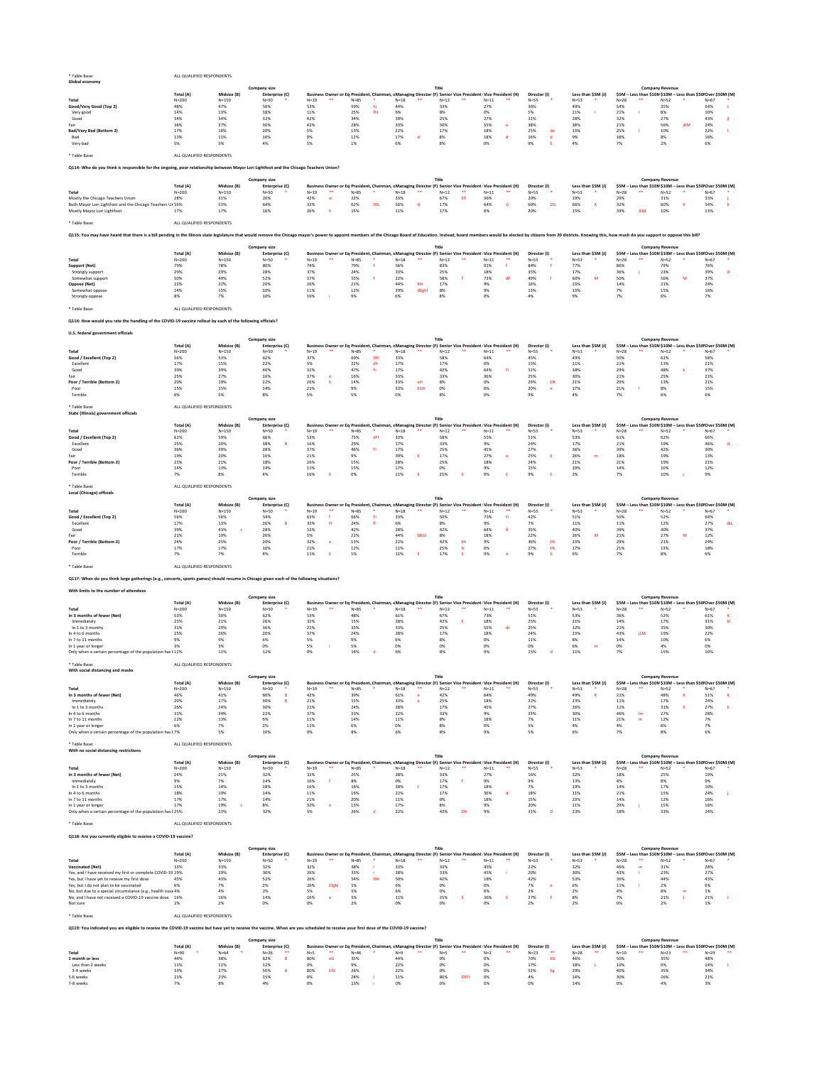* Table Base: ALL QUALIFIED RESPONDENTS

**Global economy**

| | Total (A) | Midsize (B) | | Enterprise (C) | | Business Owner or Eq | | President, Chairman, c | | Managing Director (F) | | Senior Vice President | | Vice President (H) | | Director (I) | | Less than $5M (J) | | $5M – Less than $10M | | $10M – Less than $50M | | Over $50M (M) | |
|---|---|---|---|---|---|---|---|---|---|---|---|---|---|---|---|---|---|---|---|---|---|---|---|---|---|
| | | Company size | | | | Title | | | | | | | | | | | | Company Revenue | | | | | | | |
| Total | N=200 | N=150 | | N=50 | * | | ** | N=85 | * | N=18 | ** | N=12 | ** | N=11 | ** | N=55 | * | N=53 | * | N=28 | ** | N=52 | * | N=67 | * |
| Good/Very Good (Top 2) | 48% | 47% | | 50% | | 53% | | 59% | hi | 44% | | 33% | | 27% | | 36% | | 49% | | 54% | | 35% | | 54% | L |
| Very good | 14% | 13% | | 18% | | 11% | | 25% | fhi | 6% | | 8% | | 0% | | 5% | | 21% | l | 21% | l | 8% | | 10% | |
| Good | 34% | 34% | | 32% | | 42% | | 34% | | 39% | | 25% | | 27% | | 31% | | 28% | | 32% | | 27% | | 43% | jl |
| Fair | 36% | 37% | | 30% | | 42% | | 28% | | 33% | | 50% | | 55% | e | 38% | | 38% | | 21% | | 56% | jKM | 24% | |
| Bad/Very Bad (Bottom 2) | 17% | 16% | | 20% | | 5% | | 13% | | 22% | | 17% | | 18% | | 25% | de | 13% | | 25% | l | 10% | | 22% | l |
| Bad | 13% | 11% | | 16% | | 0% | | 12% | | 17% | d | 8% | | 18% | d | 16% | d | 9% | | 18% | | 8% | | 16% | |
| Very bad | 5% | 5% | | 4% | | 5% | | 1% | | 6% | | 8% | | 0% | | 9% | E | 4% | | 7% | | 2% | | 6% | |

* Table Base: ALL QUALIFIED RESPONDENTS

**Q114: Who do you think is responsible for the ongoing, poor relationship between Mayor Lori Lightfoot and the Chicago Teachers Union?**

| | Total (A) | Midsize (B) | | Enterprise (C) | | Business Owner or Eq | | President, Chairman, c | | Managing Director (F) | | Senior Vice President | | Vice President (H) | | Director (I) | | Less than $5M (J) | | $5M – Less than $10M | | $10M – Less than $50M | | Over $50M (M) | |
|---|---|---|---|---|---|---|---|---|---|---|---|---|---|---|---|---|---|---|---|---|---|---|---|---|---|
| Total | N=200 | N=150 | | N=50 | * | N=19 | ** | N=85 | * | N=18 | ** | N=12 | ** | N=11 | ** | N=55 | * | N=53 | * | N=28 | ** | N=52 | * | N=67 | * |
| Mostly the Chicago Teachers Union | 28% | 31% | | 20% | | 42% | ei | 22% | | 33% | | 67% | ER | 36% | | 20% | | 19% | | 29% | | 31% | | 33% | j |
| Both Mayor Lori Lightfoot and the Chicago Teachers Ur | 56% | 53% | | 64% | | 32% | | 62% | DG | 56% | G | 17% | | 64% | G | 60% | DG | 66% | K | 32% | | 60% | K | 54% | k |
| Mostly Mayor Lori Lightfoot | 17% | 17% | | 16% | | 26% | h | 15% | | 11% | | 17% | | 0% | | 20% | | 15% | | 39% | JLM | 10% | | 13% | |

* Table Base: ALL QUALIFIED RESPONDENTS

**Q115: You may have heard that there is a bill pending in the Illinois state legislature that would remove the Chicago mayor's power to appoint members of the Chicago Board of Education. Instead, board members would be elected by citizens from 20 districts. Knowing this, how much do you support or oppose this bill?**

| | Total (A) | Midsize (B) | | Enterprise (C) | | Business Owner or Eq | | President, Chairman, c | | Managing Director (F) | | Senior Vice President | | Vice President (H) | | Director (I) | | Less than $5M (J) | | $5M – Less than $10M | | $10M – Less than $50M | | Over $50M (M) | |
|---|---|---|---|---|---|---|---|---|---|---|---|---|---|---|---|---|---|---|---|---|---|---|---|---|---|
| Total | N=200 | N=150 | | N=50 | * | N=19 | ** | N=85 | * | N=18 | ** | N=12 | ** | N=11 | ** | N=55 | * | N=53 | * | N=28 | ** | N=52 | * | N=67 | * |
| Support (Net) | 79% | 78% | | 80% | | 74% | | 79% | f | 56% | | 83% | | 91% | f | 84% | F | 77% | | 86% | | 79% | | 76% | |
| Strongly support | 29% | 29% | | 28% | | 37% | | 24% | | 33% | | 25% | | 18% | | 35% | | 17% | | 36% | j | 23% | | 39% | Jl |
| Somewhat support | 50% | 49% | | 52% | | 37% | | 55% | f | 22% | | 58% | f | 73% | dF | 49% | f | 60% | M | 50% | | 56% | M | 37% | |
| Oppose (Net) | 22% | 22% | | 20% | | 26% | | 21% | | 44% | Ehi | 17% | | 9% | | 16% | | 23% | | 14% | | 21% | | 24% | |
| Somewhat oppose | 14% | 15% | | 10% | | 11% | | 12% | | 39% | dEghI | 8% | | 9% | | 13% | | 13% | | 7% | | 15% | | 16% | |
| Strongly oppose | 8% | 7% | | 10% | | 16% | i | 9% | | 6% | | 8% | | 0% | | 4% | | 9% | | 7% | | 6% | | 7% | |

* Table Base: ALL QUALIFIED RESPONDENTS

**Q116: How would you rate the handling of the COVID-19 vaccine rollout by each of the following officials?**

**U.S. federal government officials**

| | Total (A) | Midsize (B) | | Enterprise (C) | | Business Owner or Eq | | President, Chairman, c | | Managing Director (F) | | Senior Vice President | | Vice President (H) | | Director (I) | | Less than $5M (J) | | $5M – Less than $10M | | $10M – Less than $50M | | Over $50M (M) | |
|---|---|---|---|---|---|---|---|---|---|---|---|---|---|---|---|---|---|---|---|---|---|---|---|---|---|
| Total | N=200 | N=150 | | N=50 | * | N=19 | ** | N=85 | * | N=18 | ** | N=12 | ** | N=11 | ** | N=55 | * | N=53 | * | N=28 | ** | N=52 | * | N=67 | * |
| Good / Excellent (Top 2) | 56% | 54% | | 62% | | 37% | | 69% | DFI | 33% | | 58% | | 64% | | 45% | | 49% | | 50% | | 62% | | 58% | |
| Excellent | 17% | 15% | | 22% | | 5% | | 22% | dh | 17% | | 17% | | 0% | | 15% | | 11% | | 21% | | 13% | | 21% | |
| Good | 39% | 39% | | 40% | | 32% | | 47% | FI | 17% | | 42% | | 64% | FI | 31% | | 38% | | 29% | | 48% | k | 37% | |
| Fair | 25% | 27% | | 16% | | 37% | e | 16% | | 33% | | 33% | | 36% | | 25% | | 30% | | 21% | | 25% | | 21% | |
| Poor / Terrible (Bottom 2) | 20% | 19% | | 22% | | 26% | h | 14% | | 33% | eH | 8% | | 0% | | 29% | EH | 21% | | 29% | | 13% | | 21% | |
| Poor | 15% | 15% | | 14% | | 21% | | 9% | | 33% | EGH | 0% | | 0% | | 20% | e | 17% | | 21% | l | 8% | | 15% | |
| Terrible | 6% | 5% | | 8% | | 5% | | 5% | | 0% | | 8% | | 0% | | 9% | | 4% | | 7% | | 6% | | 6% | |

* Table Base: ALL QUALIFIED RESPONDENTS

**State (Illinois) government officials**

| | Total (A) | Midsize (B) | | Enterprise (C) | | Business Owner or Eq | | President, Chairman, c | | Managing Director (F) | | Senior Vice President | | Vice President (H) | | Director (I) | | Less than $5M (J) | | $5M – Less than $10M | | $10M – Less than $50M | | Over $50M (M) | |
|---|---|---|---|---|---|---|---|---|---|---|---|---|---|---|---|---|---|---|---|---|---|---|---|---|---|
| Total | N=200 | N=150 | | N=50 | * | N=19 | ** | N=85 | * | N=18 | ** | N=12 | ** | N=11 | ** | N=55 | * | N=53 | * | N=28 | ** | N=52 | * | N=67 | * |
| Good / Excellent (Top 2) | 61% | 59% | | 66% | | 53% | | 75% | dFI | 33% | | 58% | | 55% | | 51% | | 53% | | 61% | | 62% | | 66% | |
| Excellent | 25% | 20% | | 38% | B | 16% | | 29% | | 17% | | 33% | | 9% | | 24% | | 17% | | 21% | | 19% | | 36% | JL |
| Good | 36% | 39% | | 28% | | 37% | | 46% | FI | 17% | | 25% | | 45% | | 27% | | 36% | | 39% | | 42% | | 30% | |
| Fair | 19% | 20% | | 16% | | 21% | | 9% | | 39% | E | 17% | | 27% | e | 25% | E | 26% | m | 18% | | 19% | | 13% | |
| Poor / Terrible (Bottom 2) | 21% | 21% | | 18% | | 26% | | 15% | | 28% | | 25% | | 18% | | 24% | | 21% | | 21% | | 19% | | 21% | |
| Poor | 14% | 13% | | 14% | | 11% | | 15% | | 17% | | 0% | | 9% | | 15% | | 19% | | 14% | | 10% | | 12% | |
| Terrible | 7% | 8% | | 4% | | 16% | E | 0% | | 11% | E | 25% | E | 9% | E | 9% | E | 2% | | 7% | | 10% | j | 9% | |

* Table Base: ALL QUALIFIED RESPONDENTS

**Local (Chicago) officials**

| | Total (A) | Midsize (B) | | Enterprise (C) | | Business Owner or Eq | | President, Chairman, c | | Managing Director (F) | | Senior Vice President | | Vice President (H) | | Director (I) | | Less than $5M (J) | | $5M – Less than $10M | | $10M – Less than $50M | | Over $50M (M) | |
|---|---|---|---|---|---|---|---|---|---|---|---|---|---|---|---|---|---|---|---|---|---|---|---|---|---|
| Total | N=200 | N=150 | | N=50 | * | N=19 | ** | N=85 | * | N=18 | ** | N=12 | ** | N=11 | ** | N=55 | * | N=53 | * | N=28 | ** | N=52 | * | N=67 | * |
| Good / Excellent (Top 2) | 56% | 56% | | 54% | | 63% | f | 66% | FI | 33% | | 50% | | 73% | FI | 42% | | 51% | | 50% | | 52% | | 64% | |
| Excellent | 17% | 13% | | 26% | B | 32% | FI | 24% | fi | 6% | | 8% | | 9% | | 7% | | 11% | | 11% | | 12% | | 27% | JkL |
| Good | 39% | 43% | c | 28% | | 32% | | 42% | | 28% | | 42% | | 64% | fi | 35% | | 40% | | 39% | | 40% | | 37% | |
| Fair | 21% | 19% | | 26% | | 5% | | 21% | | 44% | DEGi | 8% | | 18% | | 22% | | 26% | M | 21% | | 27% | M | 12% | |
| Poor / Terrible (Bottom 2) | 24% | 25% | | 20% | | 32% | e | 13% | | 22% | | 42% | Eh | 9% | | 36% | Eh | 23% | | 29% | | 21% | | 24% | |
| Poor | 17% | 17% | | 16% | | 21% | | 12% | | 11% | | 25% | h | 0% | | 27% | Eh | 17% | | 21% | | 13% | | 18% | |
| Terrible | 7% | 7% | | 4% | | 11% | E | 1% | | 11% | E | 17% | E | 9% | e | 9% | E | 6% | | 7% | | 8% | | 6% | |

* Table Base: ALL QUALIFIED RESPONDENTS

**Q117: When do you think large gatherings (e.g., concerts, sports games) should resume in Chicago given each of the following situations?**

**With limits to the number of attendees**

| | Total (A) | Midsize (B) | | Enterprise (C) | | Business Owner or Eq | | President, Chairman, c | | Managing Director (F) | | Senior Vice President | | Vice President (H) | | Director (I) | | Less than $5M (J) | | $5M – Less than $10M | | $10M – Less than $50M | | Over $50M (M) | |
|---|---|---|---|---|---|---|---|---|---|---|---|---|---|---|---|---|---|---|---|---|---|---|---|---|---|
| Total | N=200 | N=150 | | N=50 | * | N=19 | ** | N=85 | * | N=18 | ** | N=12 | ** | N=11 | ** | N=55 | * | N=53 | * | N=28 | ** | N=52 | * | N=67 | * |
| In 3 months of fewer (Net) | 53% | 50% | | 62% | | 53% | | 48% | | 61% | | 67% | | 73% | | 51% | | 53% | | 36% | | 52% | | 61% | K |
| Immediately | 23% | 21% | | 26% | | 32% | | 15% | | 28% | | 42% | E | 18% | | 25% | | 21% | | 14% | | 17% | | 31% | kl |
| In 1 to 3 months | 31% | 29% | | 36% | | 21% | | 33% | | 33% | | 25% | | 55% | di | 25% | | 32% | | 21% | | 35% | | 30% | |
| In 4 to 6 months | 25% | 25% | | 26% | | 37% | | 24% | | 28% | | 17% | | 18% | | 24% | | 23% | | 43% | jLM | 19% | | 22% | |
| In 7 to 11 months | 9% | 9% | | 6% | | 5% | | 9% | | 6% | | 8% | | 0% | | 11% | | 8% | | 14% | | 10% | | 6% | |
| In 1 year or longer | 3% | 3% | | 0% | | 5% | i | 5% | | 0% | | 0% | | 0% | | 0% | | 6% | m | 0% | | 4% | | 0% | |
| Only when a certain percentage of the population has b | 12% | 11% | | 12% | | 0% | | 14% | d | 6% | | 8% | | 9% | | 15% | d | 11% | | 7% | | 15% | | 10% | |

* Table Base: ALL QUALIFIED RESPONDENTS

**With social distancing and masks**

| | Total (A) | Midsize (B) | | Enterprise (C) | | Business Owner or Eq | | President, Chairman, c | | Managing Director (F) | | Senior Vice President | | Vice President (H) | | Director (I) | | Less than $5M (J) | | $5M – Less than $10M | | $10M – Less than $50M | | Over $50M (M) | |
|---|---|---|---|---|---|---|---|---|---|---|---|---|---|---|---|---|---|---|---|---|---|---|---|---|---|
| Total | N=200 | N=150 | | N=50 | * | N=19 | ** | N=85 | * | N=18 | ** | N=12 | ** | N=11 | ** | N=55 | * | N=53 | * | N=28 | ** | N=52 | * | N=67 | * |
| In 3 months of fewer (Net) | 46% | 41% | | 60% | B | 42% | | 39% | | 61% | e | 42% | | 64% | | 49% | | 49% | K | 21% | | 48% | K | 51% | K |
| Immediately | 20% | 17% | | 30% | B | 21% | | 15% | | 33% | e | 25% | | 18% | | 22% | | 23% | | 11% | | 17% | | 24% | |
| In 1 to 3 months | 26% | 24% | | 30% | | 21% | | 24% | | 28% | | 17% | | 45% | | 27% | | 26% | | 11% | | 31% | K | 27% | k |
| In 4 to 6 months | 31% | 34% | | 22% | | 37% | | 33% | | 22% | | 33% | | 9% | | 33% | | 30% | | 46% | lm | 27% | | 28% | |
| In 7 to 11 months | 12% | 13% | | 6% | | 11% | | 14% | | 11% | | 8% | | 18% | | 7% | | 11% | | 21% | m | 12% | | 7% | |
| In 1 year or longer | 6% | 7% | | 2% | | 11% | | 6% | | 0% | | 8% | | 0% | | 5% | | 4% | | 4% | | 6% | | 7% | |
| Only when a certain percentage of the population has b | 7% | 5% | | 10% | | 0% | | 8% | | 6% | | 8% | | 9% | | 5% | | 6% | | 7% | | 8% | | 6% | |

* Table Base: ALL QUALIFIED RESPONDENTS

**With no social distancing restrictions**

| | Total (A) | Midsize (B) | | Enterprise (C) | | Business Owner or Eq | | President, Chairman, c | | Managing Director (F) | | Senior Vice President | | Vice President (H) | | Director (I) | | Less than $5M (J) | | $5M – Less than $10M | | $10M – Less than $50M | | Over $50M (M) | |
|---|---|---|---|---|---|---|---|---|---|---|---|---|---|---|---|---|---|---|---|---|---|---|---|---|---|
| Total | N=200 | N=150 | | N=50 | * | N=19 | ** | N=85 | * | N=18 | ** | N=12 | ** | N=11 | ** | N=55 | * | N=53 | * | N=28 | ** | N=52 | * | N=67 | * |
| In 3 months of fewer (Net) | 24% | 21% | | 32% | | 32% | | 25% | | 28% | | 33% | | 27% | | 16% | | 32% | | 18% | | 25% | | 19% | |
| Immediately | 9% | 7% | | 14% | | 16% | f | 8% | | 0% | | 17% | f | 9% | | 9% | | 13% | | 4% | | 8% | | 9% | |
| In 1 to 3 months | 15% | 14% | | 18% | | 16% | | 16% | | 28% | l | 17% | | 18% | | 7% | | 19% | | 14% | | 17% | | 10% | |
| In 4 to 6 months | 18% | 19% | | 14% | | 11% | | 16% | | 22% | | 17% | | 36% | d | 18% | | 11% | | 21% | | 15% | | 24% | j |
| In 7 to 11 months | 17% | 17% | | 14% | | 21% | | 20% | | 11% | | 0% | | 18% | | 15% | | 23% | | 14% | | 12% | | 16% | |
| In 1 year or longer | 17% | 19% | c | 8% | | 32% | e | 13% | | 17% | | 8% | | 9% | | 20% | | 11% | | 29% | j | 15% | | 16% | |
| Only when a certain percentage of the population has b | 25% | 23% | | 32% | | 5% | | 26% | d | 22% | | 42% | Dh | 9% | | 31% | D | 23% | | 18% | | 33% | | 24% | |

* Table Base: ALL QUALIFIED RESPONDENTS

**Q118: Are you currently eligible to receive a COVID-19 vaccine?**

| | Total (A) | Midsize (B) | | Enterprise (C) | | Business Owner or Eq | | President, Chairman, c | | Managing Director (F) | | Senior Vice President | | Vice President (H) | | Director (I) | | Less than $5M (J) | | $5M – Less than $10M | | $10M – Less than $50M | | Over $50M (M) | |
|---|---|---|---|---|---|---|---|---|---|---|---|---|---|---|---|---|---|---|---|---|---|---|---|---|---|
| Total | N=200 | N=150 | | N=50 | * | N=19 | ** | N=85 | * | N=18 | ** | N=12 | ** | N=11 | ** | N=55 | * | N=53 | * | N=28 | ** | N=52 | * | N=67 | * |
| Vaccinated (Net) | 33% | 33% | | 32% | | 32% | | 38% | i | 33% | | 33% | | 45% | | 22% | | 32% | | 46% | m | 31% | | 28% | |
| Yes, and I have received my first or complete COVID-19 | 29% | 29% | | 30% | | 26% | | 33% | i | 28% | | 33% | | 45% | i | 20% | | 30% | | 43% | l | 23% | | 27% | |
| Yes, but I have yet to receive my first dose | 45% | 43% | | 52% | | 26% | | 54% | DH | 50% | | 42% | | 18% | | 42% | | 53% | | 36% | | 44% | | 43% | |
| Yes, but I do not plan to be vaccinated | 6% | 7% | | 2% | | 26% | EIghI | 1% | | 6% | | 0% | | 0% | | 7% | e | 6% | | 11% | l | 2% | | 6% | |
| No, but due to a special circumstance (e.g., health issue | 4% | 4% | | 2% | | 5% | | 5% | | 6% | | 0% | | 0% | | 2% | | 2% | | 4% | | 8% | m | 1% | |
| No, and I have not received a COVID-19 vaccine dose | 16% | 16% | | 14% | | 16% | e | 5% | | 11% | | 25% | E | 36% | E | 27% | E | 8% | | 7% | | 21% | J | 21% | J |
| Not sure | 2% | 2% | | 0% | | 0% | | 2% | | 0% | | 0% | | 0% | | 2% | | 2% | | 0% | | 2% | | 1% | |

* Table Base: ALL QUALIFIED RESPONDENTS

**Q119: You indicated you are eligible to receive the COVID-19 vaccine but have yet to receive the vaccine. When are you scheduled to receive your first dose of the COVID-19 vaccine?**

| | Total (A) | | Midsize (B) | | Enterprise (C) | | Business Owner or Eq | | President, Chairman, c | | Managing Director (F) | | Senior Vice President | | Vice President (H) | | Director (I) | | Less than $5M (J) | | $5M – Less than $10M | | $10M – Less than $50M | | Over $50M (M) | |
|---|---|---|---|---|---|---|---|---|---|---|---|---|---|---|---|---|---|---|---|---|---|---|---|---|---|---|
| Total | N=90 | * | N=64 | * | N=26 | ** | N=5 | ** | N=46 | * | N=9 | ** | N=5 | ** | N=2 | ** | N=23 | ** | N=28 | ** | N=10 | ** | N=23 | ** | N=29 | ** |
| 1 month or less | 44% | | 38% | | 62% | B | 80% | eG | 35% | | 44% | | 0% | | 0% | | 70% | EG | 46% | | 50% | | 35% | | 48% | |
| Less than 2 weeks | 11% | | 11% | | 12% | | 0% | | 9% | | 22% | | 0% | | 0% | | 17% | | 18% | L | 10% | | 0% | | 14% | l |
| 3-4 weeks | 33% | | 27% | | 50% | B | 80% | EfG | 26% | | 22% | | 0% | | 0% | | 52% | Eg | 29% | | 40% | | 35% | | 34% | |
| 5-6 weeks | 21% | | 23% | | 15% | | 0% | | 28% | l | 11% | | 80% | DEFI | 0% | | 4% | | 14% | | 30% | | 26% | | 21% | |
| 7-8 weeks | 7% | | 8% | | 4% | | 0% | | 13% | l | 0% | | 0% | | 0% | | 0% | | 14% | | 0% | | 4% | | 3% | |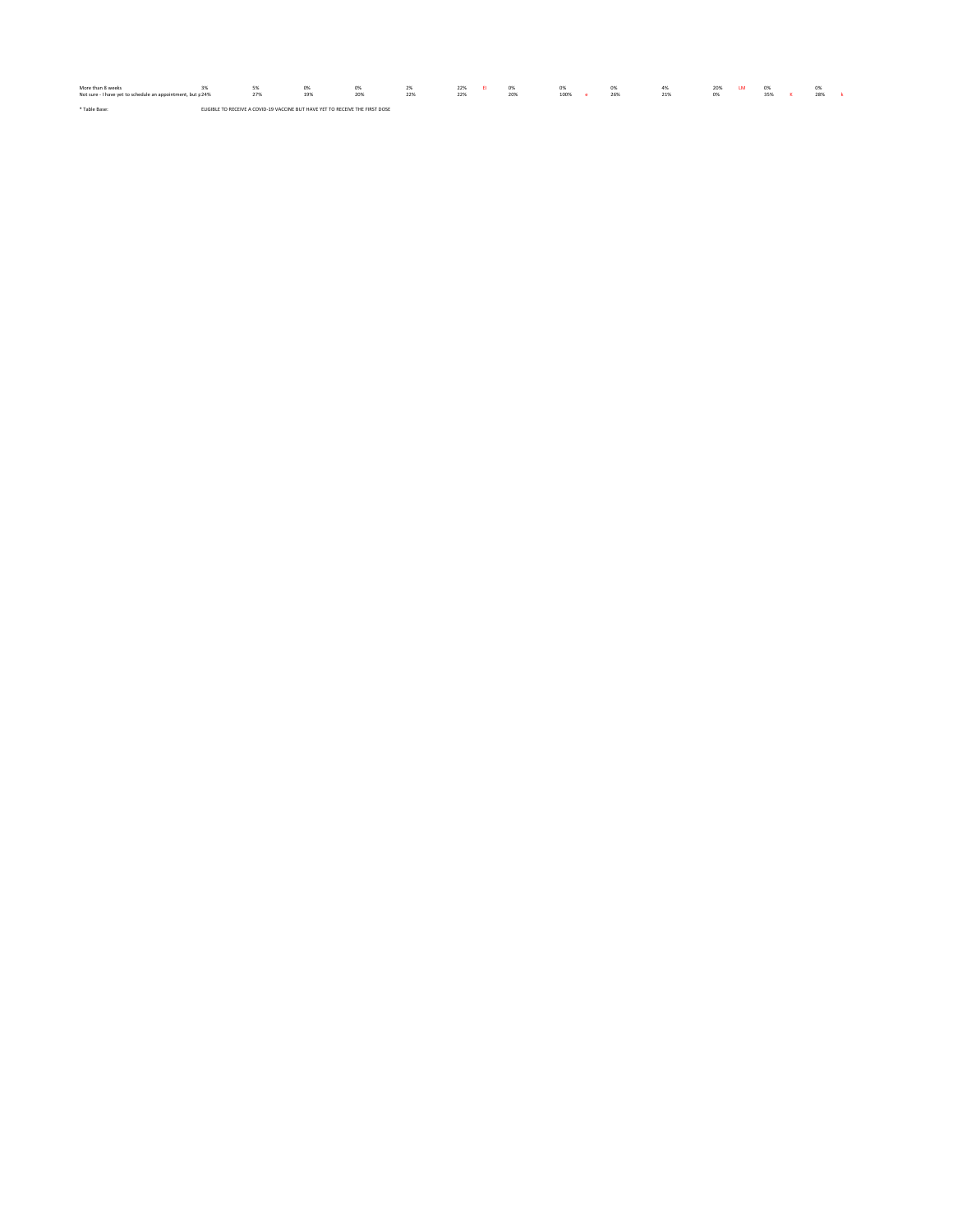| | | | | | | | | | | | | | | | | | | | | | |
|---|---|---|---|---|---|---|---|---|---|---|---|---|---|---|---|---|---|---|---|---|---|
| More than 8 weeks | 3% | 5% | 0% | 0% | 2% | 22% | EI | 0% | 0% | | 0% | 4% | 20% | LM | 0% | | 0% | |
| Not sure - I have yet to schedule an appointment, but p | 24% | 27% | 19% | 20% | 22% | 22% | | 20% | 100% | e | 26% | 21% | 0% | | 35% | K | 28% | k |

* Table Base: ELIGIBLE TO RECEIVE A COVID-19 VACCINE BUT HAVE YET TO RECEIVE THE FIRST DOSE